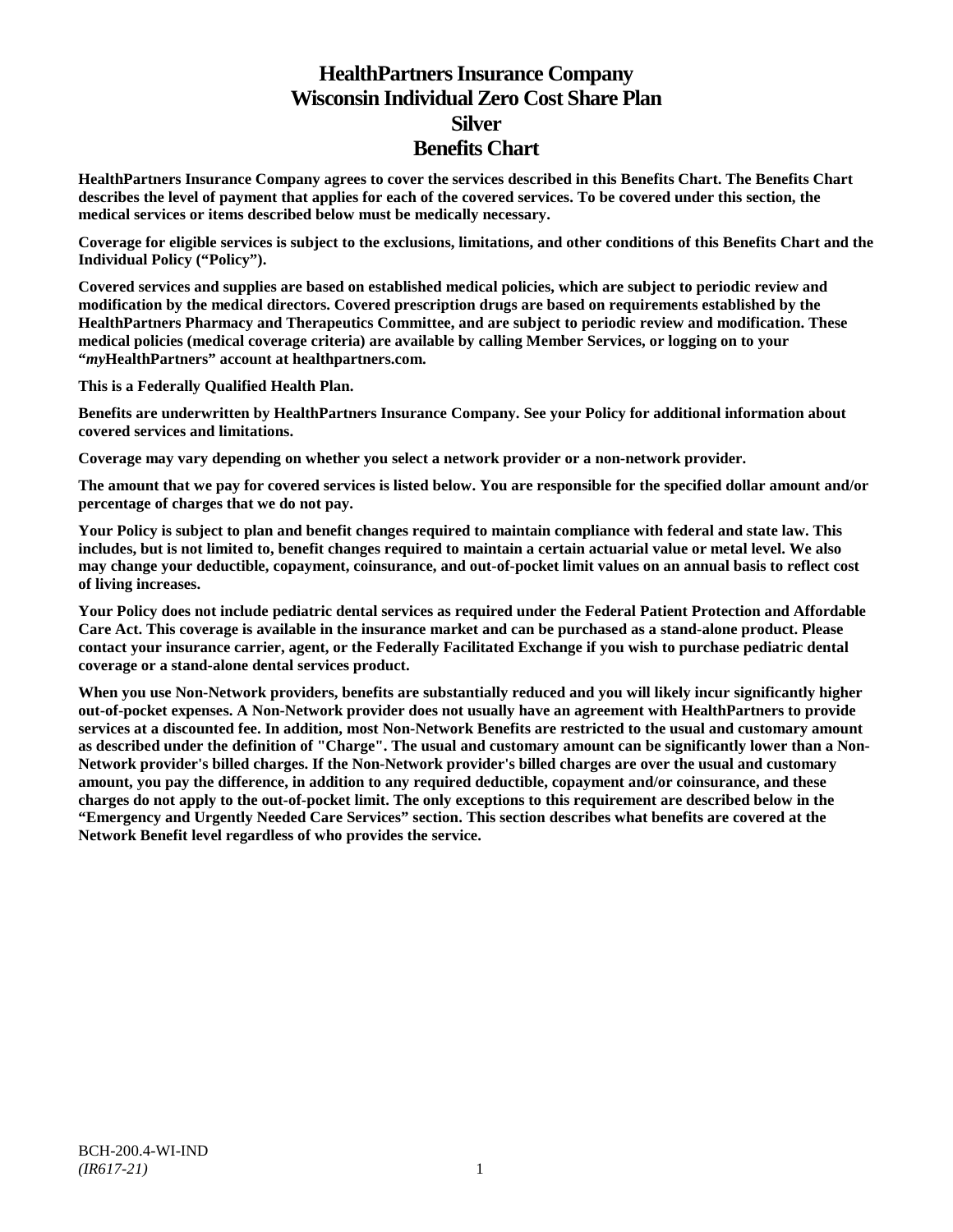# HealthPartners Insurance Company
# Wisconsin Individual Zero Cost Share Plan
# Silver
# Benefits Chart

**HealthPartners Insurance Company agrees to cover the services described in this Benefits Chart. The Benefits Chart describes the level of payment that applies for each of the covered services. To be covered under this section, the medical services or items described below must be medically necessary.**

**Coverage for eligible services is subject to the exclusions, limitations, and other conditions of this Benefits Chart and the Individual Policy ("Policy").**

**Covered services and supplies are based on established medical policies, which are subject to periodic review and modification by the medical directors. Covered prescription drugs are based on requirements established by the HealthPartners Pharmacy and Therapeutics Committee, and are subject to periodic review and modification. These medical policies (medical coverage criteria) are available by calling Member Services, or logging on to your "*my*HealthPartners" account at healthpartners.com.**

**This is a Federally Qualified Health Plan.**

**Benefits are underwritten by HealthPartners Insurance Company. See your Policy for additional information about covered services and limitations.**

**Coverage may vary depending on whether you select a network provider or a non-network provider.**

**The amount that we pay for covered services is listed below. You are responsible for the specified dollar amount and/or percentage of charges that we do not pay.**

**Your Policy is subject to plan and benefit changes required to maintain compliance with federal and state law. This includes, but is not limited to, benefit changes required to maintain a certain actuarial value or metal level. We also may change your deductible, copayment, coinsurance, and out-of-pocket limit values on an annual basis to reflect cost of living increases.**

**Your Policy does not include pediatric dental services as required under the Federal Patient Protection and Affordable Care Act. This coverage is available in the insurance market and can be purchased as a stand-alone product. Please contact your insurance carrier, agent, or the Federally Facilitated Exchange if you wish to purchase pediatric dental coverage or a stand-alone dental services product.**

**When you use Non-Network providers, benefits are substantially reduced and you will likely incur significantly higher out-of-pocket expenses. A Non-Network provider does not usually have an agreement with HealthPartners to provide services at a discounted fee. In addition, most Non-Network Benefits are restricted to the usual and customary amount as described under the definition of "Charge". The usual and customary amount can be significantly lower than a Non-Network provider's billed charges. If the Non-Network provider's billed charges are over the usual and customary amount, you pay the difference, in addition to any required deductible, copayment and/or coinsurance, and these charges do not apply to the out-of-pocket limit. The only exceptions to this requirement are described below in the "Emergency and Urgently Needed Care Services" section. This section describes what benefits are covered at the Network Benefit level regardless of who provides the service.**

BCH-200.4-WI-IND
*(IR617-21)*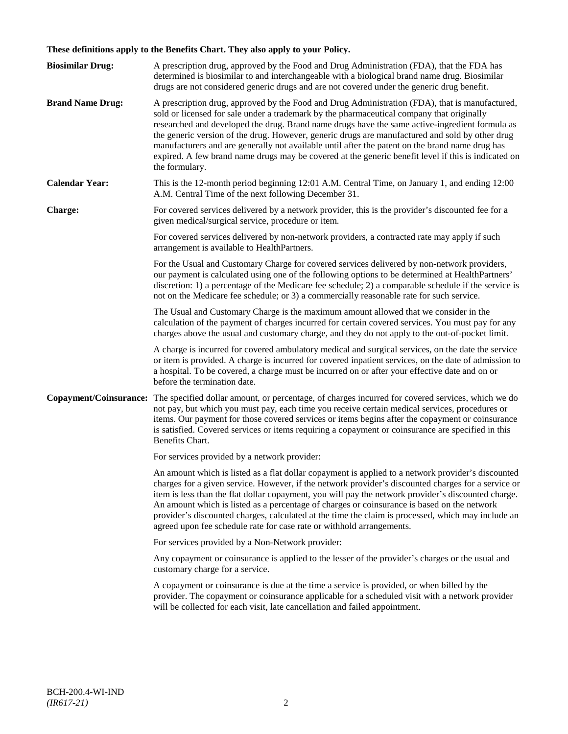**These definitions apply to the Benefits Chart. They also apply to your Policy.**

**Biosimilar Drug:** A prescription drug, approved by the Food and Drug Administration (FDA), that the FDA has determined is biosimilar to and interchangeable with a biological brand name drug. Biosimilar drugs are not considered generic drugs and are not covered under the generic drug benefit.

**Brand Name Drug:** A prescription drug, approved by the Food and Drug Administration (FDA), that is manufactured, sold or licensed for sale under a trademark by the pharmaceutical company that originally researched and developed the drug. Brand name drugs have the same active-ingredient formula as the generic version of the drug. However, generic drugs are manufactured and sold by other drug manufacturers and are generally not available until after the patent on the brand name drug has expired. A few brand name drugs may be covered at the generic benefit level if this is indicated on the formulary.

**Calendar Year:** This is the 12-month period beginning 12:01 A.M. Central Time, on January 1, and ending 12:00 A.M. Central Time of the next following December 31.

**Charge:** For covered services delivered by a network provider, this is the provider's discounted fee for a given medical/surgical service, procedure or item.

For covered services delivered by non-network providers, a contracted rate may apply if such arrangement is available to HealthPartners.

For the Usual and Customary Charge for covered services delivered by non-network providers, our payment is calculated using one of the following options to be determined at HealthPartners' discretion: 1) a percentage of the Medicare fee schedule; 2) a comparable schedule if the service is not on the Medicare fee schedule; or 3) a commercially reasonable rate for such service.

The Usual and Customary Charge is the maximum amount allowed that we consider in the calculation of the payment of charges incurred for certain covered services. You must pay for any charges above the usual and customary charge, and they do not apply to the out-of-pocket limit.

A charge is incurred for covered ambulatory medical and surgical services, on the date the service or item is provided. A charge is incurred for covered inpatient services, on the date of admission to a hospital. To be covered, a charge must be incurred on or after your effective date and on or before the termination date.

**Copayment/Coinsurance:** The specified dollar amount, or percentage, of charges incurred for covered services, which we do not pay, but which you must pay, each time you receive certain medical services, procedures or items. Our payment for those covered services or items begins after the copayment or coinsurance is satisfied. Covered services or items requiring a copayment or coinsurance are specified in this Benefits Chart.

For services provided by a network provider:

An amount which is listed as a flat dollar copayment is applied to a network provider's discounted charges for a given service. However, if the network provider's discounted charges for a service or item is less than the flat dollar copayment, you will pay the network provider's discounted charge. An amount which is listed as a percentage of charges or coinsurance is based on the network provider's discounted charges, calculated at the time the claim is processed, which may include an agreed upon fee schedule rate for case rate or withhold arrangements.

For services provided by a Non-Network provider:

Any copayment or coinsurance is applied to the lesser of the provider's charges or the usual and customary charge for a service.

A copayment or coinsurance is due at the time a service is provided, or when billed by the provider. The copayment or coinsurance applicable for a scheduled visit with a network provider will be collected for each visit, late cancellation and failed appointment.

BCH-200.4-WI-IND
*(IR617-21)*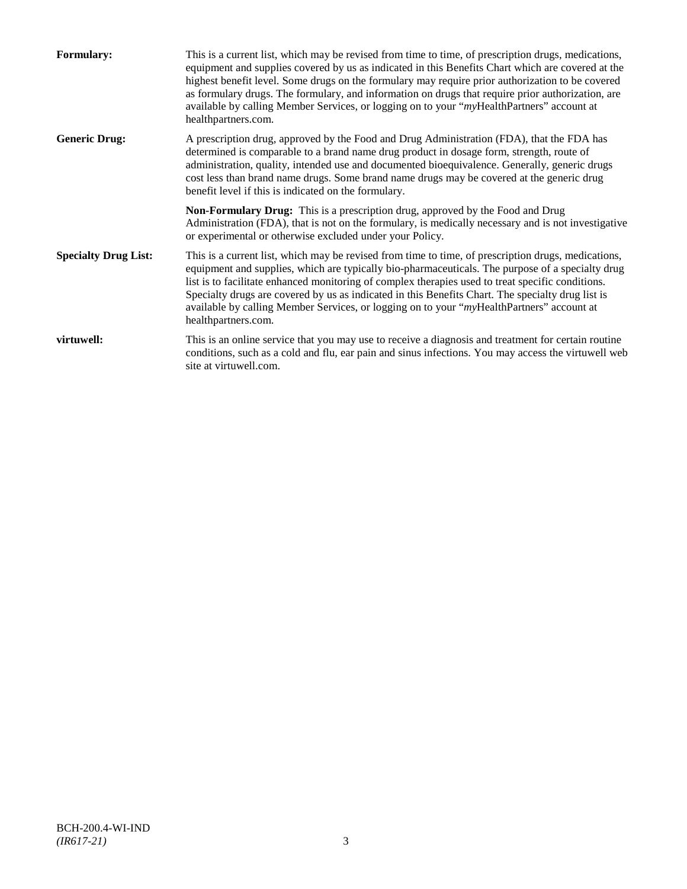**Formulary:** This is a current list, which may be revised from time to time, of prescription drugs, medications, equipment and supplies covered by us as indicated in this Benefits Chart which are covered at the highest benefit level. Some drugs on the formulary may require prior authorization to be covered as formulary drugs. The formulary, and information on drugs that require prior authorization, are available by calling Member Services, or logging on to your "*my*HealthPartners" account at healthpartners.com.

**Generic Drug:** A prescription drug, approved by the Food and Drug Administration (FDA), that the FDA has determined is comparable to a brand name drug product in dosage form, strength, route of administration, quality, intended use and documented bioequivalence. Generally, generic drugs cost less than brand name drugs. Some brand name drugs may be covered at the generic drug benefit level if this is indicated on the formulary.

**Non-Formulary Drug:** This is a prescription drug, approved by the Food and Drug Administration (FDA), that is not on the formulary, is medically necessary and is not investigative or experimental or otherwise excluded under your Policy.

**Specialty Drug List:** This is a current list, which may be revised from time to time, of prescription drugs, medications, equipment and supplies, which are typically bio-pharmaceuticals. The purpose of a specialty drug list is to facilitate enhanced monitoring of complex therapies used to treat specific conditions. Specialty drugs are covered by us as indicated in this Benefits Chart. The specialty drug list is available by calling Member Services, or logging on to your "*my*HealthPartners" account at healthpartners.com.

**virtuwell:** This is an online service that you may use to receive a diagnosis and treatment for certain routine conditions, such as a cold and flu, ear pain and sinus infections. You may access the virtuwell web site at virtuwell.com.

BCH-200.4-WI-IND
*(IR617-21)*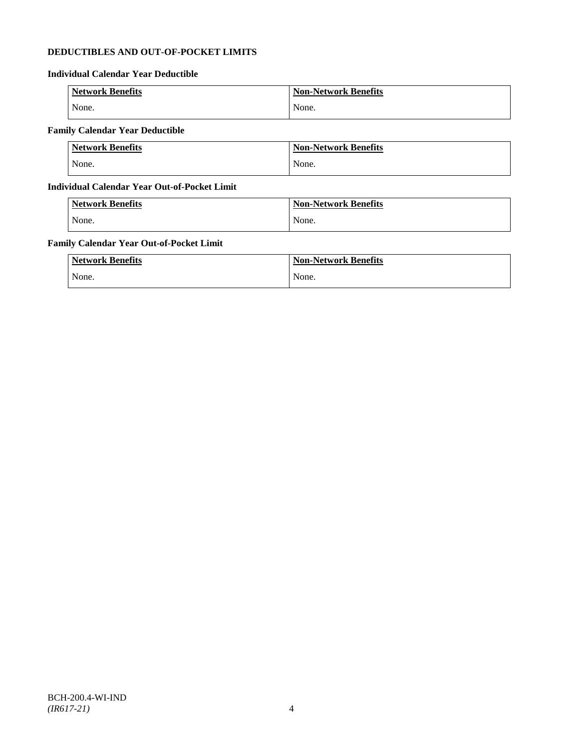**DEDUCTIBLES AND OUT-OF-POCKET LIMITS**

**Individual Calendar Year Deductible**

| Network Benefits | Non-Network Benefits |
|---|---|
| None. | None. |

**Family Calendar Year Deductible**

| Network Benefits | Non-Network Benefits |
|---|---|
| None. | None. |

**Individual Calendar Year Out-of-Pocket Limit**

| Network Benefits | Non-Network Benefits |
|---|---|
| None. | None. |

**Family Calendar Year Out-of-Pocket Limit**

| Network Benefits | Non-Network Benefits |
|---|---|
| None. | None. |

BCH-200.4-WI-IND
*(IR617-21)*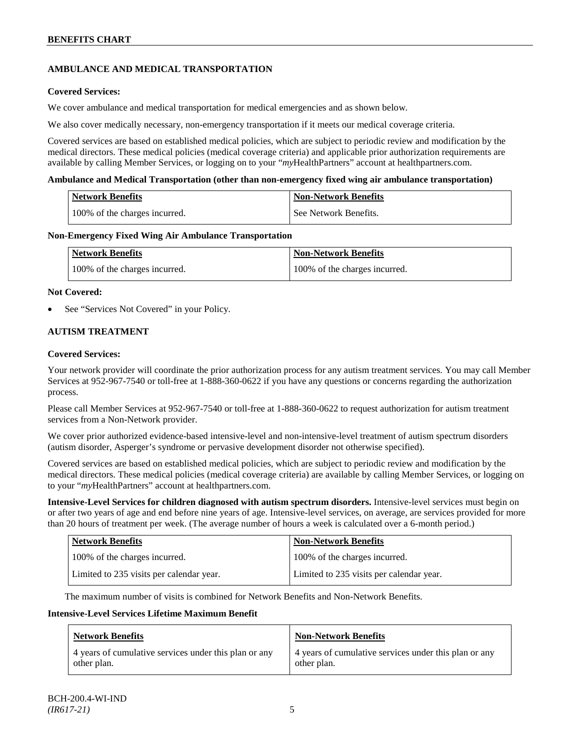## AMBULANCE AND MEDICAL TRANSPORTATION

**Covered Services:**

We cover ambulance and medical transportation for medical emergencies and as shown below.

We also cover medically necessary, non-emergency transportation if it meets our medical coverage criteria.

Covered services are based on established medical policies, which are subject to periodic review and modification by the medical directors. These medical policies (medical coverage criteria) and applicable prior authorization requirements are available by calling Member Services, or logging on to your "*my*HealthPartners" account at healthpartners.com.

**Ambulance and Medical Transportation (other than non-emergency fixed wing air ambulance transportation)**

| Network Benefits | Non-Network Benefits |
|---|---|
| 100% of the charges incurred. | See Network Benefits. |

**Non-Emergency Fixed Wing Air Ambulance Transportation**

| Network Benefits | Non-Network Benefits |
|---|---|
| 100% of the charges incurred. | 100% of the charges incurred. |

**Not Covered:**

- See "Services Not Covered" in your Policy.

## AUTISM TREATMENT

**Covered Services:**

Your network provider will coordinate the prior authorization process for any autism treatment services. You may call Member Services at 952-967-7540 or toll-free at 1-888-360-0622 if you have any questions or concerns regarding the authorization process.

Please call Member Services at 952-967-7540 or toll-free at 1-888-360-0622 to request authorization for autism treatment services from a Non-Network provider.

We cover prior authorized evidence-based intensive-level and non-intensive-level treatment of autism spectrum disorders (autism disorder, Asperger's syndrome or pervasive development disorder not otherwise specified).

Covered services are based on established medical policies, which are subject to periodic review and modification by the medical directors. These medical policies (medical coverage criteria) are available by calling Member Services, or logging on to your "*my*HealthPartners" account at healthpartners.com.

**Intensive-Level Services for children diagnosed with autism spectrum disorders.** Intensive-level services must begin on or after two years of age and end before nine years of age. Intensive-level services, on average, are services provided for more than 20 hours of treatment per week. (The average number of hours a week is calculated over a 6-month period.)

| Network Benefits | Non-Network Benefits |
|---|---|
| 100% of the charges incurred.<br>Limited to 235 visits per calendar year. | 100% of the charges incurred.<br>Limited to 235 visits per calendar year. |

The maximum number of visits is combined for Network Benefits and Non-Network Benefits.

**Intensive-Level Services Lifetime Maximum Benefit**

| Network Benefits | Non-Network Benefits |
|---|---|
| 4 years of cumulative services under this plan or any other plan. | 4 years of cumulative services under this plan or any other plan. |

BCH-200.4-WI-IND
*(IR617-21)*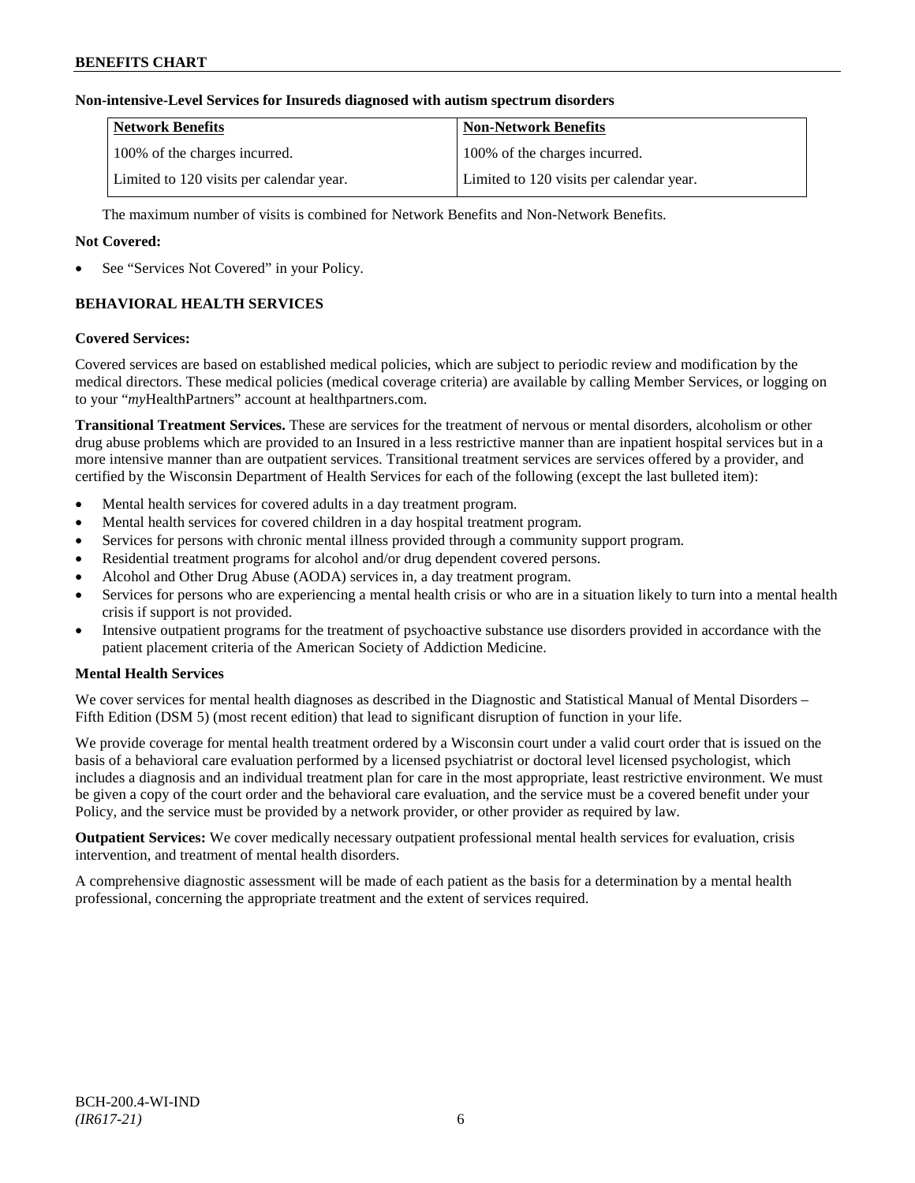**Non-intensive-Level Services for Insureds diagnosed with autism spectrum disorders**

| Network Benefits | Non-Network Benefits |
|---|---|
| 100% of the charges incurred. | 100% of the charges incurred. |
| Limited to 120 visits per calendar year. | Limited to 120 visits per calendar year. |

The maximum number of visits is combined for Network Benefits and Non-Network Benefits.

**Not Covered:**

- See "Services Not Covered" in your Policy.

## BEHAVIORAL HEALTH SERVICES

**Covered Services:**

Covered services are based on established medical policies, which are subject to periodic review and modification by the medical directors. These medical policies (medical coverage criteria) are available by calling Member Services, or logging on to your "*my*HealthPartners" account at healthpartners.com.

**Transitional Treatment Services.** These are services for the treatment of nervous or mental disorders, alcoholism or other drug abuse problems which are provided to an Insured in a less restrictive manner than are inpatient hospital services but in a more intensive manner than are outpatient services. Transitional treatment services are services offered by a provider, and certified by the Wisconsin Department of Health Services for each of the following (except the last bulleted item):

- Mental health services for covered adults in a day treatment program.
- Mental health services for covered children in a day hospital treatment program.
- Services for persons with chronic mental illness provided through a community support program.
- Residential treatment programs for alcohol and/or drug dependent covered persons.
- Alcohol and Other Drug Abuse (AODA) services in, a day treatment program.
- Services for persons who are experiencing a mental health crisis or who are in a situation likely to turn into a mental health crisis if support is not provided.
- Intensive outpatient programs for the treatment of psychoactive substance use disorders provided in accordance with the patient placement criteria of the American Society of Addiction Medicine.

**Mental Health Services**

We cover services for mental health diagnoses as described in the Diagnostic and Statistical Manual of Mental Disorders – Fifth Edition (DSM 5) (most recent edition) that lead to significant disruption of function in your life.

We provide coverage for mental health treatment ordered by a Wisconsin court under a valid court order that is issued on the basis of a behavioral care evaluation performed by a licensed psychiatrist or doctoral level licensed psychologist, which includes a diagnosis and an individual treatment plan for care in the most appropriate, least restrictive environment. We must be given a copy of the court order and the behavioral care evaluation, and the service must be a covered benefit under your Policy, and the service must be provided by a network provider, or other provider as required by law.

**Outpatient Services:** We cover medically necessary outpatient professional mental health services for evaluation, crisis intervention, and treatment of mental health disorders.

A comprehensive diagnostic assessment will be made of each patient as the basis for a determination by a mental health professional, concerning the appropriate treatment and the extent of services required.

BCH-200.4-WI-IND
*(IR617-21)*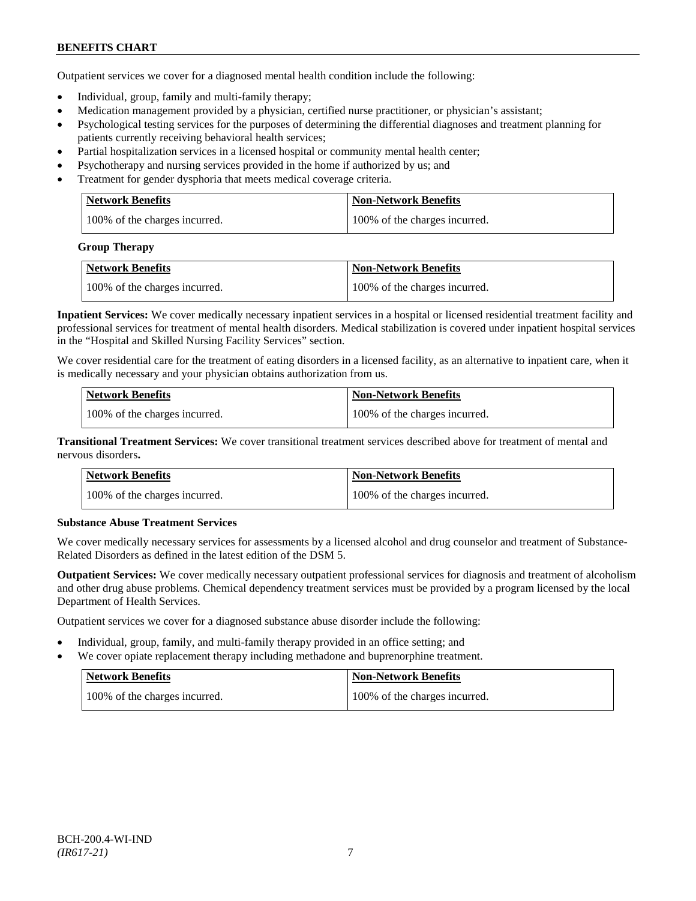Outpatient services we cover for a diagnosed mental health condition include the following:

- Individual, group, family and multi-family therapy;
- Medication management provided by a physician, certified nurse practitioner, or physician's assistant;
- Psychological testing services for the purposes of determining the differential diagnoses and treatment planning for patients currently receiving behavioral health services;
- Partial hospitalization services in a licensed hospital or community mental health center;
- Psychotherapy and nursing services provided in the home if authorized by us; and
- Treatment for gender dysphoria that meets medical coverage criteria.

| Network Benefits | Non-Network Benefits |
|---|---|
| 100% of the charges incurred. | 100% of the charges incurred. |

**Group Therapy**

| Network Benefits | Non-Network Benefits |
|---|---|
| 100% of the charges incurred. | 100% of the charges incurred. |

**Inpatient Services:** We cover medically necessary inpatient services in a hospital or licensed residential treatment facility and professional services for treatment of mental health disorders. Medical stabilization is covered under inpatient hospital services in the "Hospital and Skilled Nursing Facility Services" section.

We cover residential care for the treatment of eating disorders in a licensed facility, as an alternative to inpatient care, when it is medically necessary and your physician obtains authorization from us.

| Network Benefits | Non-Network Benefits |
|---|---|
| 100% of the charges incurred. | 100% of the charges incurred. |

**Transitional Treatment Services:** We cover transitional treatment services described above for treatment of mental and nervous disorders**.**

| Network Benefits | Non-Network Benefits |
|---|---|
| 100% of the charges incurred. | 100% of the charges incurred. |

**Substance Abuse Treatment Services**

We cover medically necessary services for assessments by a licensed alcohol and drug counselor and treatment of Substance-Related Disorders as defined in the latest edition of the DSM 5.

**Outpatient Services:** We cover medically necessary outpatient professional services for diagnosis and treatment of alcoholism and other drug abuse problems. Chemical dependency treatment services must be provided by a program licensed by the local Department of Health Services.

Outpatient services we cover for a diagnosed substance abuse disorder include the following:

- Individual, group, family, and multi-family therapy provided in an office setting; and
- We cover opiate replacement therapy including methadone and buprenorphine treatment.

| Network Benefits | Non-Network Benefits |
|---|---|
| 100% of the charges incurred. | 100% of the charges incurred. |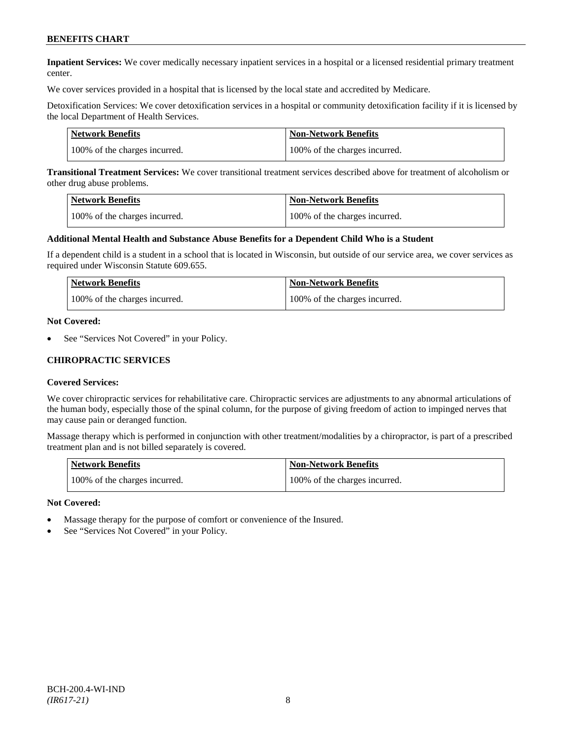**Inpatient Services:** We cover medically necessary inpatient services in a hospital or a licensed residential primary treatment center.

We cover services provided in a hospital that is licensed by the local state and accredited by Medicare.

Detoxification Services: We cover detoxification services in a hospital or community detoxification facility if it is licensed by the local Department of Health Services.

| Network Benefits | Non-Network Benefits |
|---|---|
| 100% of the charges incurred. | 100% of the charges incurred. |

**Transitional Treatment Services:** We cover transitional treatment services described above for treatment of alcoholism or other drug abuse problems.

| Network Benefits | Non-Network Benefits |
|---|---|
| 100% of the charges incurred. | 100% of the charges incurred. |

**Additional Mental Health and Substance Abuse Benefits for a Dependent Child Who is a Student**

If a dependent child is a student in a school that is located in Wisconsin, but outside of our service area, we cover services as required under Wisconsin Statute 609.655.

| Network Benefits | Non-Network Benefits |
|---|---|
| 100% of the charges incurred. | 100% of the charges incurred. |

**Not Covered:**

- See "Services Not Covered" in your Policy.

### CHIROPRACTIC SERVICES

**Covered Services:**

We cover chiropractic services for rehabilitative care. Chiropractic services are adjustments to any abnormal articulations of the human body, especially those of the spinal column, for the purpose of giving freedom of action to impinged nerves that may cause pain or deranged function.

Massage therapy which is performed in conjunction with other treatment/modalities by a chiropractor, is part of a prescribed treatment plan and is not billed separately is covered.

| Network Benefits | Non-Network Benefits |
|---|---|
| 100% of the charges incurred. | 100% of the charges incurred. |

**Not Covered:**

- Massage therapy for the purpose of comfort or convenience of the Insured.
- See "Services Not Covered" in your Policy.

BCH-200.4-WI-IND
*(IR617-21)*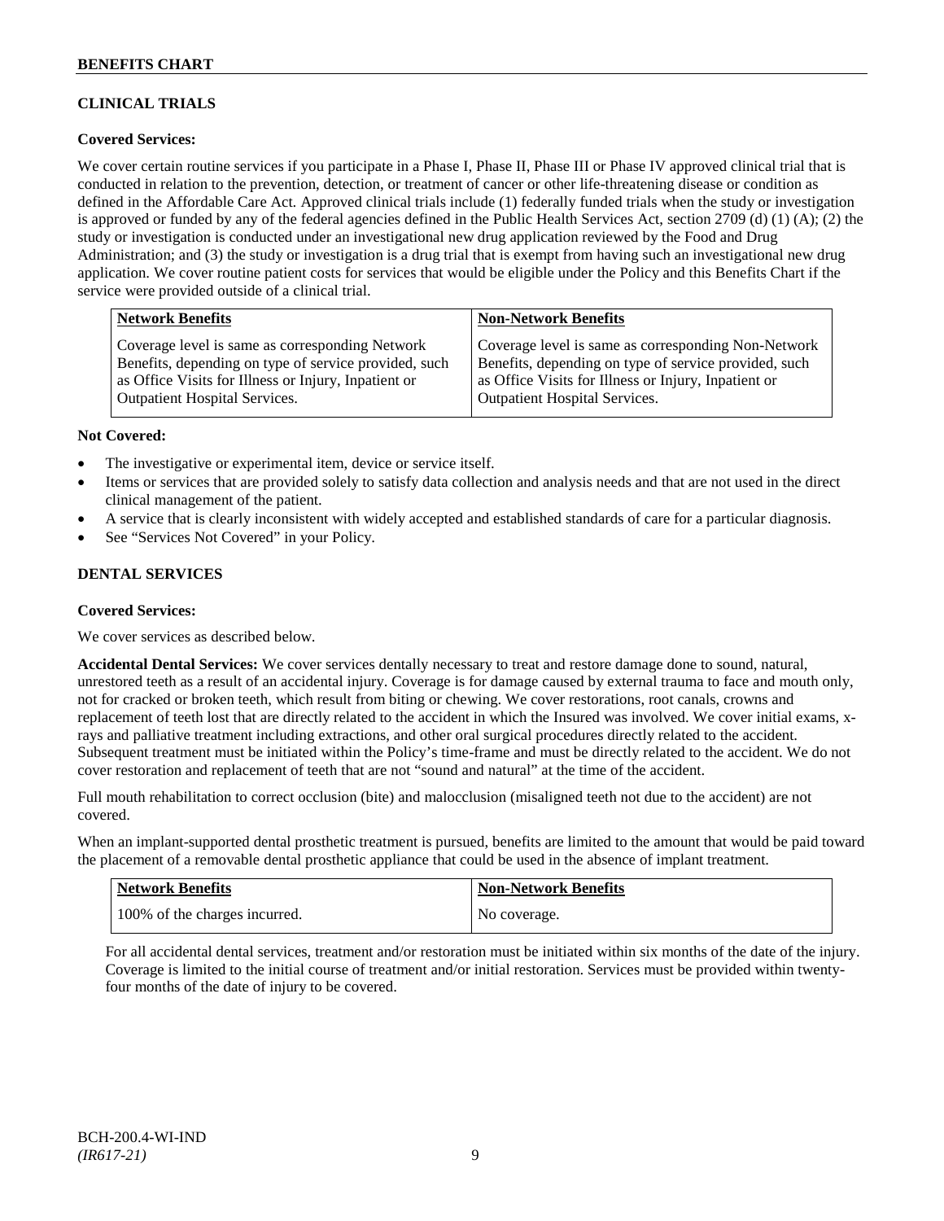## CLINICAL TRIALS

**Covered Services:**

We cover certain routine services if you participate in a Phase I, Phase II, Phase III or Phase IV approved clinical trial that is conducted in relation to the prevention, detection, or treatment of cancer or other life-threatening disease or condition as defined in the Affordable Care Act. Approved clinical trials include (1) federally funded trials when the study or investigation is approved or funded by any of the federal agencies defined in the Public Health Services Act, section 2709 (d) (1) (A); (2) the study or investigation is conducted under an investigational new drug application reviewed by the Food and Drug Administration; and (3) the study or investigation is a drug trial that is exempt from having such an investigational new drug application. We cover routine patient costs for services that would be eligible under the Policy and this Benefits Chart if the service were provided outside of a clinical trial.

| Network Benefits | Non-Network Benefits |
|---|---|
| Coverage level is same as corresponding Network Benefits, depending on type of service provided, such as Office Visits for Illness or Injury, Inpatient or Outpatient Hospital Services. | Coverage level is same as corresponding Non-Network Benefits, depending on type of service provided, such as Office Visits for Illness or Injury, Inpatient or Outpatient Hospital Services. |

**Not Covered:**

- The investigative or experimental item, device or service itself.
- Items or services that are provided solely to satisfy data collection and analysis needs and that are not used in the direct clinical management of the patient.
- A service that is clearly inconsistent with widely accepted and established standards of care for a particular diagnosis.
- See "Services Not Covered" in your Policy.

## DENTAL SERVICES

**Covered Services:**

We cover services as described below.

**Accidental Dental Services:** We cover services dentally necessary to treat and restore damage done to sound, natural, unrestored teeth as a result of an accidental injury. Coverage is for damage caused by external trauma to face and mouth only, not for cracked or broken teeth, which result from biting or chewing. We cover restorations, root canals, crowns and replacement of teeth lost that are directly related to the accident in which the Insured was involved. We cover initial exams, x-rays and palliative treatment including extractions, and other oral surgical procedures directly related to the accident. Subsequent treatment must be initiated within the Policy's time-frame and must be directly related to the accident. We do not cover restoration and replacement of teeth that are not "sound and natural" at the time of the accident.

Full mouth rehabilitation to correct occlusion (bite) and malocclusion (misaligned teeth not due to the accident) are not covered.

When an implant-supported dental prosthetic treatment is pursued, benefits are limited to the amount that would be paid toward the placement of a removable dental prosthetic appliance that could be used in the absence of implant treatment.

| Network Benefits | Non-Network Benefits |
|---|---|
| 100% of the charges incurred. | No coverage. |

For all accidental dental services, treatment and/or restoration must be initiated within six months of the date of the injury. Coverage is limited to the initial course of treatment and/or initial restoration. Services must be provided within twenty-four months of the date of injury to be covered.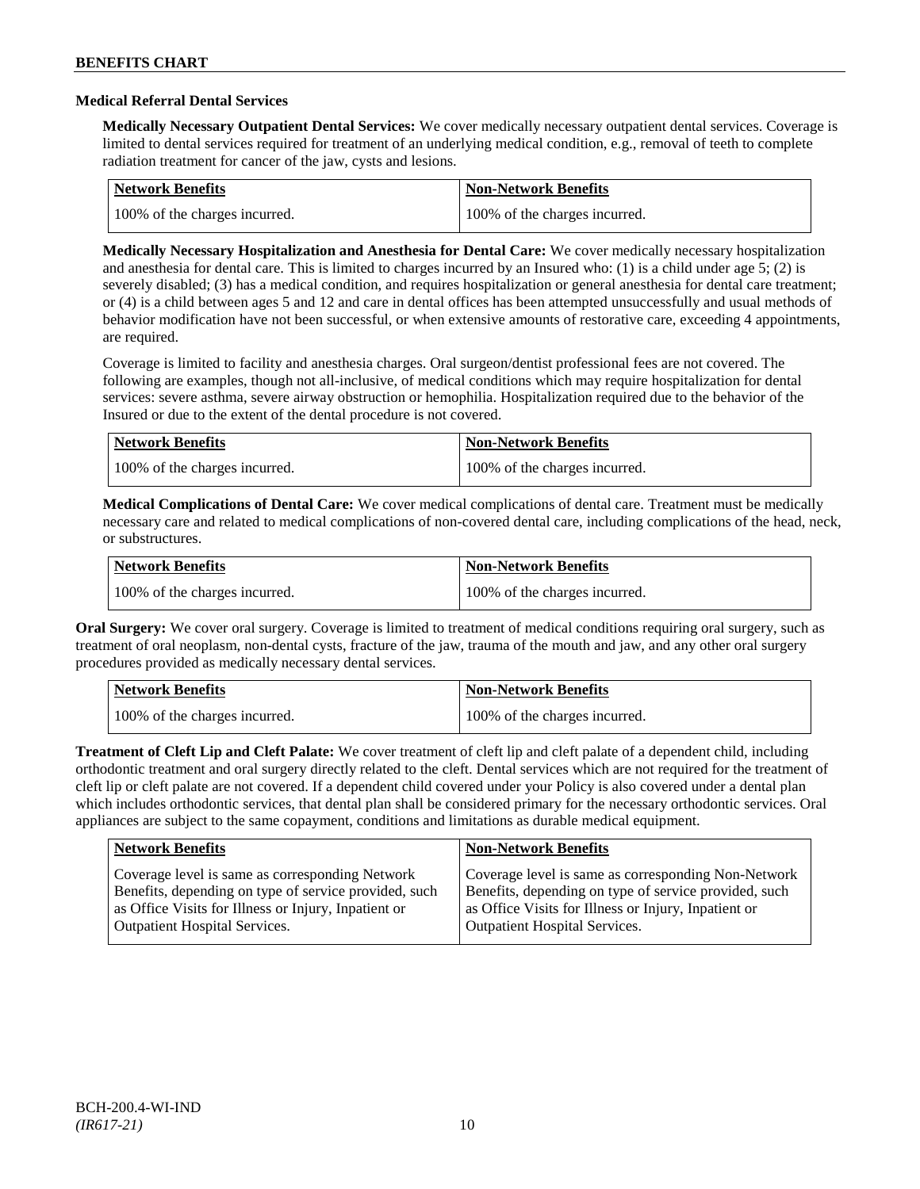**Medical Referral Dental Services**

**Medically Necessary Outpatient Dental Services:** We cover medically necessary outpatient dental services. Coverage is limited to dental services required for treatment of an underlying medical condition, e.g., removal of teeth to complete radiation treatment for cancer of the jaw, cysts and lesions.

| Network Benefits | Non-Network Benefits |
|---|---|
| 100% of the charges incurred. | 100% of the charges incurred. |

**Medically Necessary Hospitalization and Anesthesia for Dental Care:** We cover medically necessary hospitalization and anesthesia for dental care. This is limited to charges incurred by an Insured who: (1) is a child under age 5; (2) is severely disabled; (3) has a medical condition, and requires hospitalization or general anesthesia for dental care treatment; or (4) is a child between ages 5 and 12 and care in dental offices has been attempted unsuccessfully and usual methods of behavior modification have not been successful, or when extensive amounts of restorative care, exceeding 4 appointments, are required.

Coverage is limited to facility and anesthesia charges. Oral surgeon/dentist professional fees are not covered. The following are examples, though not all-inclusive, of medical conditions which may require hospitalization for dental services: severe asthma, severe airway obstruction or hemophilia. Hospitalization required due to the behavior of the Insured or due to the extent of the dental procedure is not covered.

| Network Benefits | Non-Network Benefits |
|---|---|
| 100% of the charges incurred. | 100% of the charges incurred. |

**Medical Complications of Dental Care:** We cover medical complications of dental care. Treatment must be medically necessary care and related to medical complications of non-covered dental care, including complications of the head, neck, or substructures.

| Network Benefits | Non-Network Benefits |
|---|---|
| 100% of the charges incurred. | 100% of the charges incurred. |

**Oral Surgery:** We cover oral surgery. Coverage is limited to treatment of medical conditions requiring oral surgery, such as treatment of oral neoplasm, non-dental cysts, fracture of the jaw, trauma of the mouth and jaw, and any other oral surgery procedures provided as medically necessary dental services.

| Network Benefits | Non-Network Benefits |
|---|---|
| 100% of the charges incurred. | 100% of the charges incurred. |

**Treatment of Cleft Lip and Cleft Palate:** We cover treatment of cleft lip and cleft palate of a dependent child, including orthodontic treatment and oral surgery directly related to the cleft. Dental services which are not required for the treatment of cleft lip or cleft palate are not covered. If a dependent child covered under your Policy is also covered under a dental plan which includes orthodontic services, that dental plan shall be considered primary for the necessary orthodontic services. Oral appliances are subject to the same copayment, conditions and limitations as durable medical equipment.

| Network Benefits | Non-Network Benefits |
|---|---|
| Coverage level is same as corresponding Network Benefits, depending on type of service provided, such as Office Visits for Illness or Injury, Inpatient or Outpatient Hospital Services. | Coverage level is same as corresponding Non-Network Benefits, depending on type of service provided, such as Office Visits for Illness or Injury, Inpatient or Outpatient Hospital Services. |

BCH-200.4-WI-IND
*(IR617-21)*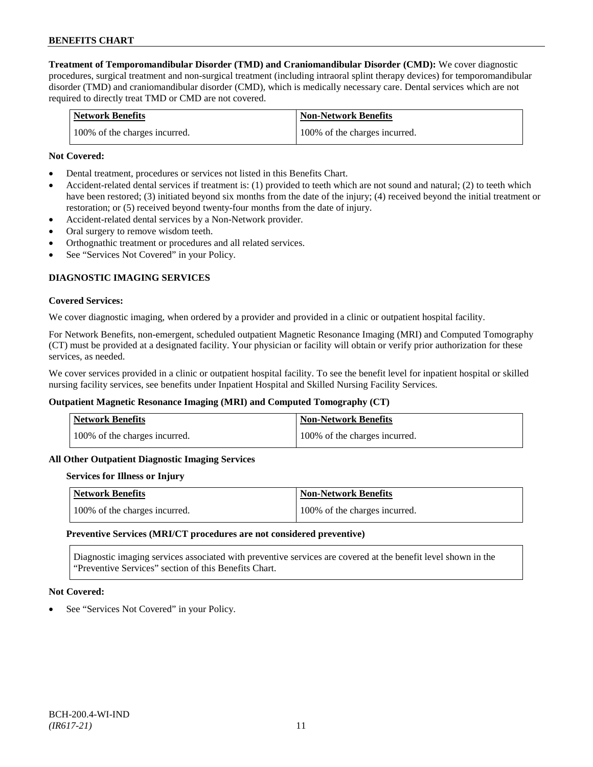**Treatment of Temporomandibular Disorder (TMD) and Craniomandibular Disorder (CMD):** We cover diagnostic procedures, surgical treatment and non-surgical treatment (including intraoral splint therapy devices) for temporomandibular disorder (TMD) and craniomandibular disorder (CMD), which is medically necessary care. Dental services which are not required to directly treat TMD or CMD are not covered.

| Network Benefits | Non-Network Benefits |
|---|---|
| 100% of the charges incurred. | 100% of the charges incurred. |

**Not Covered:**

- Dental treatment, procedures or services not listed in this Benefits Chart.
- Accident-related dental services if treatment is: (1) provided to teeth which are not sound and natural; (2) to teeth which have been restored; (3) initiated beyond six months from the date of the injury; (4) received beyond the initial treatment or restoration; or (5) received beyond twenty-four months from the date of injury.
- Accident-related dental services by a Non-Network provider.
- Oral surgery to remove wisdom teeth.
- Orthognathic treatment or procedures and all related services.
- See "Services Not Covered" in your Policy.

## DIAGNOSTIC IMAGING SERVICES

**Covered Services:**

We cover diagnostic imaging, when ordered by a provider and provided in a clinic or outpatient hospital facility.

For Network Benefits, non-emergent, scheduled outpatient Magnetic Resonance Imaging (MRI) and Computed Tomography (CT) must be provided at a designated facility. Your physician or facility will obtain or verify prior authorization for these services, as needed.

We cover services provided in a clinic or outpatient hospital facility. To see the benefit level for inpatient hospital or skilled nursing facility services, see benefits under Inpatient Hospital and Skilled Nursing Facility Services.

**Outpatient Magnetic Resonance Imaging (MRI) and Computed Tomography (CT)**

| Network Benefits | Non-Network Benefits |
|---|---|
| 100% of the charges incurred. | 100% of the charges incurred. |

**All Other Outpatient Diagnostic Imaging Services**

**Services for Illness or Injury**

| Network Benefits | Non-Network Benefits |
|---|---|
| 100% of the charges incurred. | 100% of the charges incurred. |

**Preventive Services (MRI/CT procedures are not considered preventive)**

Diagnostic imaging services associated with preventive services are covered at the benefit level shown in the "Preventive Services" section of this Benefits Chart.

**Not Covered:**

- See "Services Not Covered" in your Policy.

BCH-200.4-WI-IND
*(IR617-21)*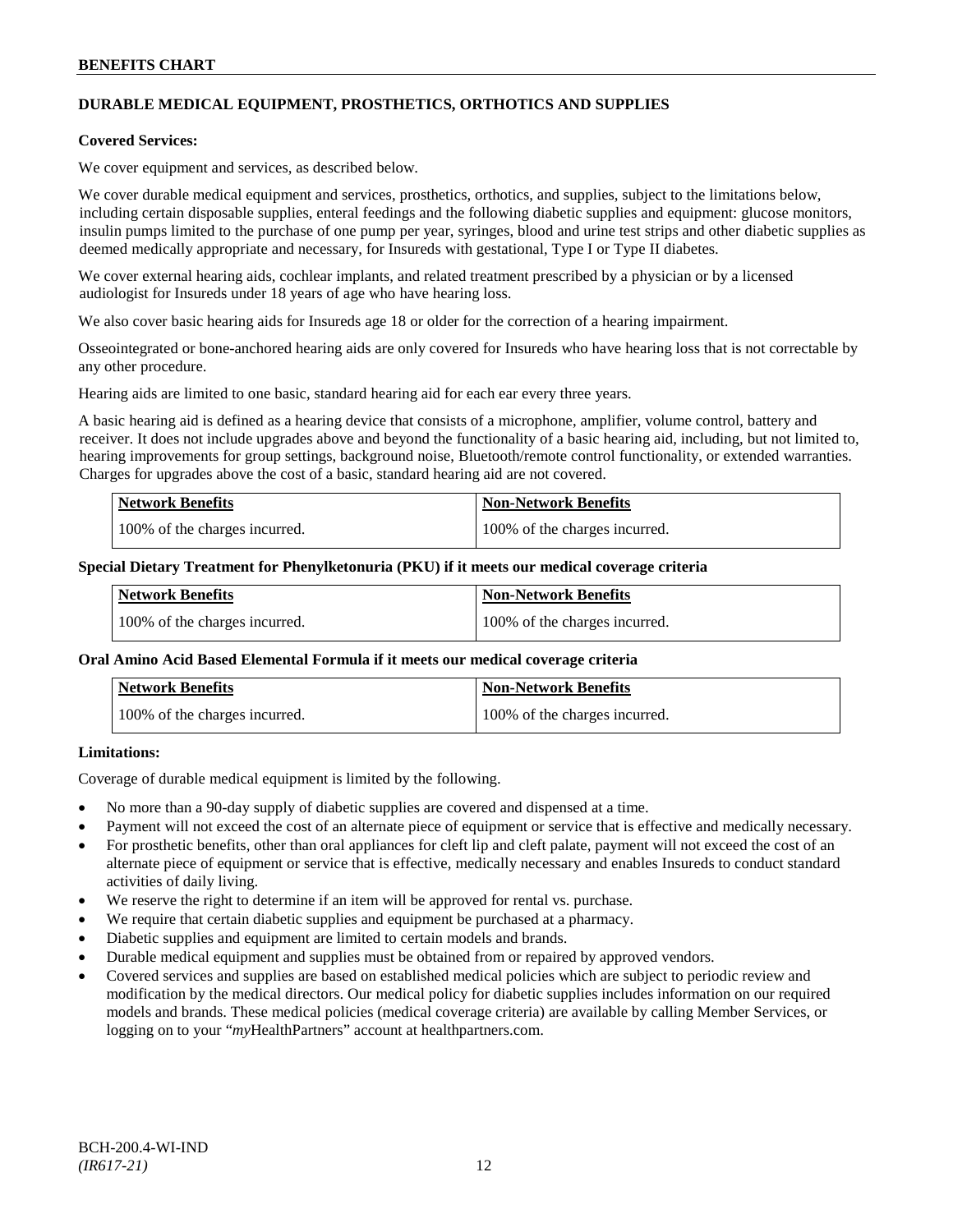## DURABLE MEDICAL EQUIPMENT, PROSTHETICS, ORTHOTICS AND SUPPLIES

**Covered Services:**

We cover equipment and services, as described below.

We cover durable medical equipment and services, prosthetics, orthotics, and supplies, subject to the limitations below, including certain disposable supplies, enteral feedings and the following diabetic supplies and equipment: glucose monitors, insulin pumps limited to the purchase of one pump per year, syringes, blood and urine test strips and other diabetic supplies as deemed medically appropriate and necessary, for Insureds with gestational, Type I or Type II diabetes.

We cover external hearing aids, cochlear implants, and related treatment prescribed by a physician or by a licensed audiologist for Insureds under 18 years of age who have hearing loss.

We also cover basic hearing aids for Insureds age 18 or older for the correction of a hearing impairment.

Osseointegrated or bone-anchored hearing aids are only covered for Insureds who have hearing loss that is not correctable by any other procedure.

Hearing aids are limited to one basic, standard hearing aid for each ear every three years.

A basic hearing aid is defined as a hearing device that consists of a microphone, amplifier, volume control, battery and receiver. It does not include upgrades above and beyond the functionality of a basic hearing aid, including, but not limited to, hearing improvements for group settings, background noise, Bluetooth/remote control functionality, or extended warranties. Charges for upgrades above the cost of a basic, standard hearing aid are not covered.

| Network Benefits | Non-Network Benefits |
|---|---|
| 100% of the charges incurred. | 100% of the charges incurred. |

**Special Dietary Treatment for Phenylketonuria (PKU) if it meets our medical coverage criteria**

| Network Benefits | Non-Network Benefits |
|---|---|
| 100% of the charges incurred. | 100% of the charges incurred. |

**Oral Amino Acid Based Elemental Formula if it meets our medical coverage criteria**

| Network Benefits | Non-Network Benefits |
|---|---|
| 100% of the charges incurred. | 100% of the charges incurred. |

**Limitations:**

Coverage of durable medical equipment is limited by the following.

- No more than a 90-day supply of diabetic supplies are covered and dispensed at a time.
- Payment will not exceed the cost of an alternate piece of equipment or service that is effective and medically necessary.
- For prosthetic benefits, other than oral appliances for cleft lip and cleft palate, payment will not exceed the cost of an alternate piece of equipment or service that is effective, medically necessary and enables Insureds to conduct standard activities of daily living.
- We reserve the right to determine if an item will be approved for rental vs. purchase.
- We require that certain diabetic supplies and equipment be purchased at a pharmacy.
- Diabetic supplies and equipment are limited to certain models and brands.
- Durable medical equipment and supplies must be obtained from or repaired by approved vendors.
- Covered services and supplies are based on established medical policies which are subject to periodic review and modification by the medical directors. Our medical policy for diabetic supplies includes information on our required models and brands. These medical policies (medical coverage criteria) are available by calling Member Services, or logging on to your "*my*HealthPartners" account at healthpartners.com.

BCH-200.4-WI-IND
*(IR617-21)*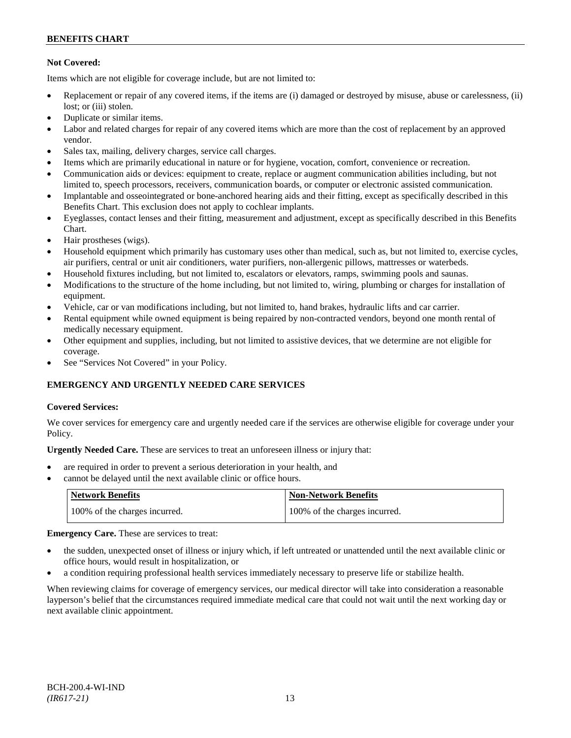**Not Covered:**

Items which are not eligible for coverage include, but are not limited to:

- Replacement or repair of any covered items, if the items are (i) damaged or destroyed by misuse, abuse or carelessness, (ii) lost; or (iii) stolen.
- Duplicate or similar items.
- Labor and related charges for repair of any covered items which are more than the cost of replacement by an approved vendor.
- Sales tax, mailing, delivery charges, service call charges.
- Items which are primarily educational in nature or for hygiene, vocation, comfort, convenience or recreation.
- Communication aids or devices: equipment to create, replace or augment communication abilities including, but not limited to, speech processors, receivers, communication boards, or computer or electronic assisted communication.
- Implantable and osseointegrated or bone-anchored hearing aids and their fitting, except as specifically described in this Benefits Chart. This exclusion does not apply to cochlear implants.
- Eyeglasses, contact lenses and their fitting, measurement and adjustment, except as specifically described in this Benefits Chart.
- Hair prostheses (wigs).
- Household equipment which primarily has customary uses other than medical, such as, but not limited to, exercise cycles, air purifiers, central or unit air conditioners, water purifiers, non-allergenic pillows, mattresses or waterbeds.
- Household fixtures including, but not limited to, escalators or elevators, ramps, swimming pools and saunas.
- Modifications to the structure of the home including, but not limited to, wiring, plumbing or charges for installation of equipment.
- Vehicle, car or van modifications including, but not limited to, hand brakes, hydraulic lifts and car carrier.
- Rental equipment while owned equipment is being repaired by non-contracted vendors, beyond one month rental of medically necessary equipment.
- Other equipment and supplies, including, but not limited to assistive devices, that we determine are not eligible for coverage.
- See "Services Not Covered" in your Policy.

## EMERGENCY AND URGENTLY NEEDED CARE SERVICES

**Covered Services:**

We cover services for emergency care and urgently needed care if the services are otherwise eligible for coverage under your Policy.

**Urgently Needed Care.** These are services to treat an unforeseen illness or injury that:

- are required in order to prevent a serious deterioration in your health, and
- cannot be delayed until the next available clinic or office hours.

| Network Benefits | Non-Network Benefits |
|---|---|
| 100% of the charges incurred. | 100% of the charges incurred. |

**Emergency Care.** These are services to treat:

- the sudden, unexpected onset of illness or injury which, if left untreated or unattended until the next available clinic or office hours, would result in hospitalization, or
- a condition requiring professional health services immediately necessary to preserve life or stabilize health.

When reviewing claims for coverage of emergency services, our medical director will take into consideration a reasonable layperson's belief that the circumstances required immediate medical care that could not wait until the next working day or next available clinic appointment.

BCH-200.4-WI-IND
*(IR617-21)*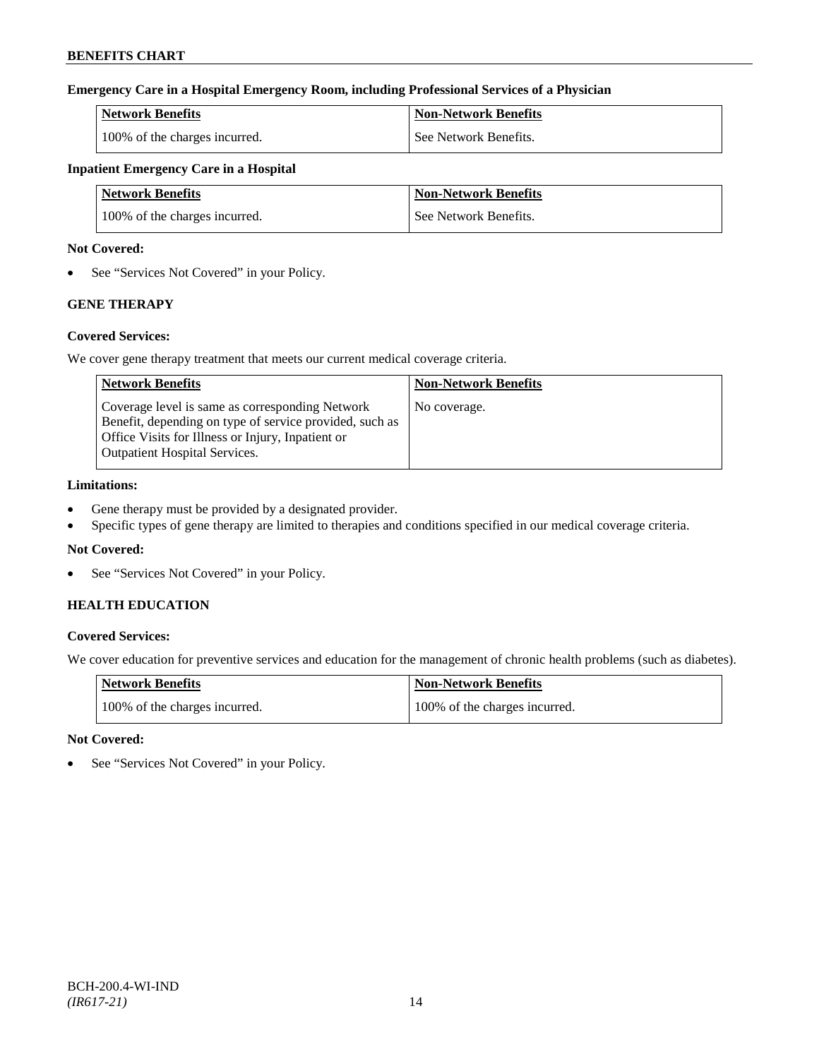**Emergency Care in a Hospital Emergency Room, including Professional Services of a Physician**

| Network Benefits | Non-Network Benefits |
| --- | --- |
| 100% of the charges incurred. | See Network Benefits. |

**Inpatient Emergency Care in a Hospital**

| Network Benefits | Non-Network Benefits |
| --- | --- |
| 100% of the charges incurred. | See Network Benefits. |

**Not Covered:**

- See "Services Not Covered" in your Policy.

### GENE THERAPY

**Covered Services:**

We cover gene therapy treatment that meets our current medical coverage criteria.

| Network Benefits | Non-Network Benefits |
| --- | --- |
| Coverage level is same as corresponding Network Benefit, depending on type of service provided, such as Office Visits for Illness or Injury, Inpatient or Outpatient Hospital Services. | No coverage. |

**Limitations:**

- Gene therapy must be provided by a designated provider.
- Specific types of gene therapy are limited to therapies and conditions specified in our medical coverage criteria.

**Not Covered:**

- See "Services Not Covered" in your Policy.

### HEALTH EDUCATION

**Covered Services:**

We cover education for preventive services and education for the management of chronic health problems (such as diabetes).

| Network Benefits | Non-Network Benefits |
| --- | --- |
| 100% of the charges incurred. | 100% of the charges incurred. |

**Not Covered:**

- See "Services Not Covered" in your Policy.

BCH-200.4-WI-IND
*(IR617-21)*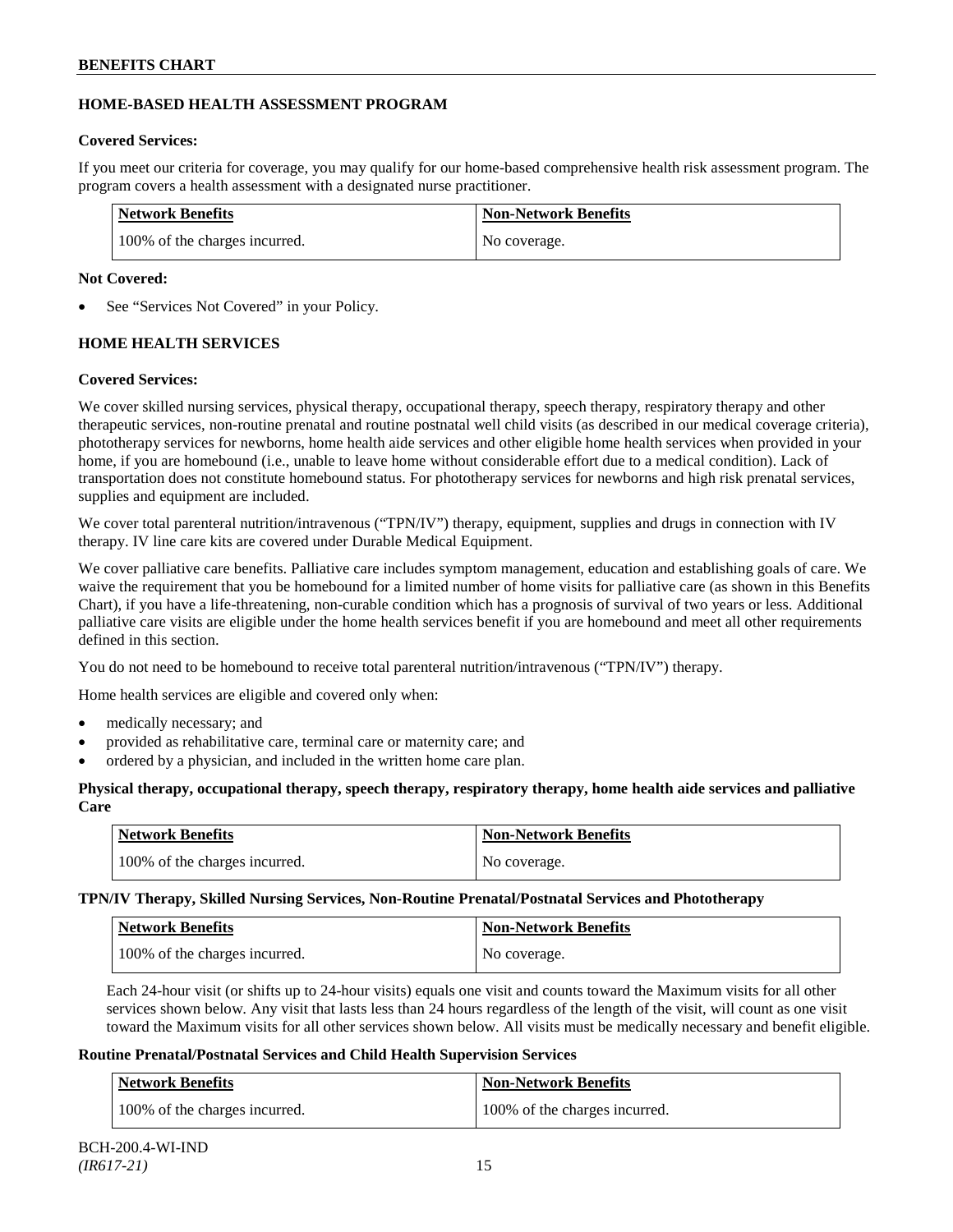## HOME-BASED HEALTH ASSESSMENT PROGRAM

**Covered Services:**

If you meet our criteria for coverage, you may qualify for our home-based comprehensive health risk assessment program. The program covers a health assessment with a designated nurse practitioner.

| Network Benefits | Non-Network Benefits |
|---|---|
| 100% of the charges incurred. | No coverage. |

**Not Covered:**

- See "Services Not Covered" in your Policy.

## HOME HEALTH SERVICES

**Covered Services:**

We cover skilled nursing services, physical therapy, occupational therapy, speech therapy, respiratory therapy and other therapeutic services, non-routine prenatal and routine postnatal well child visits (as described in our medical coverage criteria), phototherapy services for newborns, home health aide services and other eligible home health services when provided in your home, if you are homebound (i.e., unable to leave home without considerable effort due to a medical condition). Lack of transportation does not constitute homebound status. For phototherapy services for newborns and high risk prenatal services, supplies and equipment are included.

We cover total parenteral nutrition/intravenous ("TPN/IV") therapy, equipment, supplies and drugs in connection with IV therapy. IV line care kits are covered under Durable Medical Equipment.

We cover palliative care benefits. Palliative care includes symptom management, education and establishing goals of care. We waive the requirement that you be homebound for a limited number of home visits for palliative care (as shown in this Benefits Chart), if you have a life-threatening, non-curable condition which has a prognosis of survival of two years or less. Additional palliative care visits are eligible under the home health services benefit if you are homebound and meet all other requirements defined in this section.

You do not need to be homebound to receive total parenteral nutrition/intravenous ("TPN/IV") therapy.

Home health services are eligible and covered only when:

- medically necessary; and
- provided as rehabilitative care, terminal care or maternity care; and
- ordered by a physician, and included in the written home care plan.

**Physical therapy, occupational therapy, speech therapy, respiratory therapy, home health aide services and palliative Care**

| Network Benefits | Non-Network Benefits |
|---|---|
| 100% of the charges incurred. | No coverage. |

**TPN/IV Therapy, Skilled Nursing Services, Non-Routine Prenatal/Postnatal Services and Phototherapy**

| Network Benefits | Non-Network Benefits |
|---|---|
| 100% of the charges incurred. | No coverage. |

Each 24-hour visit (or shifts up to 24-hour visits) equals one visit and counts toward the Maximum visits for all other services shown below. Any visit that lasts less than 24 hours regardless of the length of the visit, will count as one visit toward the Maximum visits for all other services shown below. All visits must be medically necessary and benefit eligible.

**Routine Prenatal/Postnatal Services and Child Health Supervision Services**

| Network Benefits | Non-Network Benefits |
|---|---|
| 100% of the charges incurred. | 100% of the charges incurred. |

BCH-200.4-WI-IND
*(IR617-21)*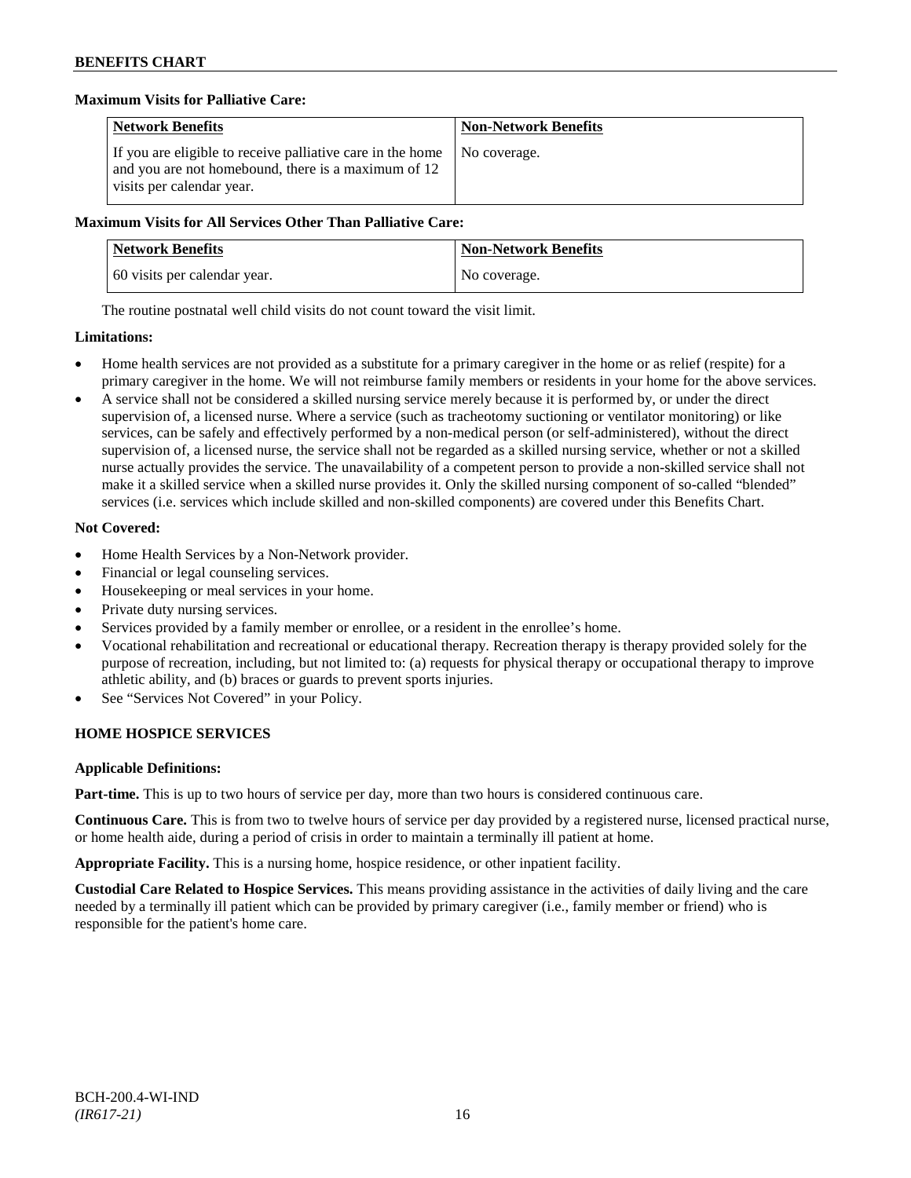**Maximum Visits for Palliative Care:**

| Network Benefits | Non-Network Benefits |
|---|---|
| If you are eligible to receive palliative care in the home and you are not homebound, there is a maximum of 12 visits per calendar year. | No coverage. |

**Maximum Visits for All Services Other Than Palliative Care:**

| Network Benefits | Non-Network Benefits |
|---|---|
| 60 visits per calendar year. | No coverage. |

The routine postnatal well child visits do not count toward the visit limit.

**Limitations:**

- Home health services are not provided as a substitute for a primary caregiver in the home or as relief (respite) for a primary caregiver in the home. We will not reimburse family members or residents in your home for the above services.
- A service shall not be considered a skilled nursing service merely because it is performed by, or under the direct supervision of, a licensed nurse. Where a service (such as tracheotomy suctioning or ventilator monitoring) or like services, can be safely and effectively performed by a non-medical person (or self-administered), without the direct supervision of, a licensed nurse, the service shall not be regarded as a skilled nursing service, whether or not a skilled nurse actually provides the service. The unavailability of a competent person to provide a non-skilled service shall not make it a skilled service when a skilled nurse provides it. Only the skilled nursing component of so-called "blended" services (i.e. services which include skilled and non-skilled components) are covered under this Benefits Chart.

**Not Covered:**

- Home Health Services by a Non-Network provider.
- Financial or legal counseling services.
- Housekeeping or meal services in your home.
- Private duty nursing services.
- Services provided by a family member or enrollee, or a resident in the enrollee's home.
- Vocational rehabilitation and recreational or educational therapy. Recreation therapy is therapy provided solely for the purpose of recreation, including, but not limited to: (a) requests for physical therapy or occupational therapy to improve athletic ability, and (b) braces or guards to prevent sports injuries.
- See "Services Not Covered" in your Policy.

## HOME HOSPICE SERVICES

**Applicable Definitions:**

**Part-time.** This is up to two hours of service per day, more than two hours is considered continuous care.

**Continuous Care.** This is from two to twelve hours of service per day provided by a registered nurse, licensed practical nurse, or home health aide, during a period of crisis in order to maintain a terminally ill patient at home.

**Appropriate Facility.** This is a nursing home, hospice residence, or other inpatient facility.

**Custodial Care Related to Hospice Services.** This means providing assistance in the activities of daily living and the care needed by a terminally ill patient which can be provided by primary caregiver (i.e., family member or friend) who is responsible for the patient's home care.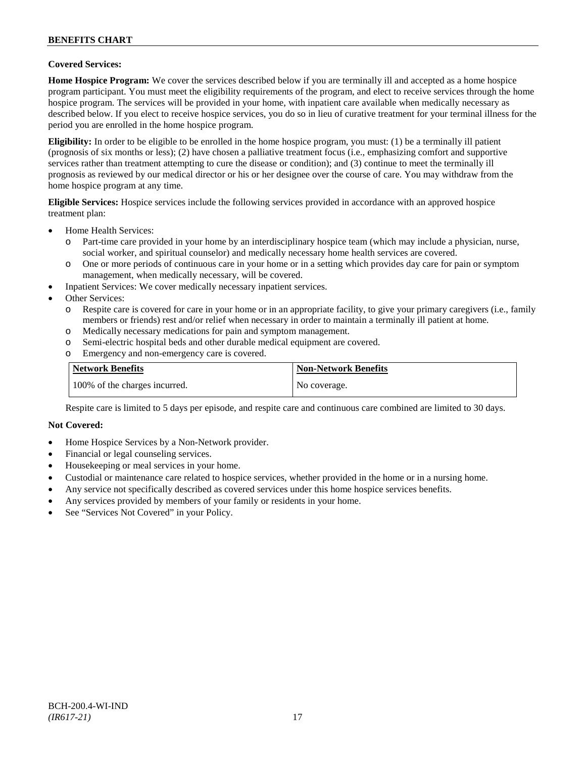**Covered Services:**

**Home Hospice Program:** We cover the services described below if you are terminally ill and accepted as a home hospice program participant. You must meet the eligibility requirements of the program, and elect to receive services through the home hospice program. The services will be provided in your home, with inpatient care available when medically necessary as described below. If you elect to receive hospice services, you do so in lieu of curative treatment for your terminal illness for the period you are enrolled in the home hospice program.

**Eligibility:** In order to be eligible to be enrolled in the home hospice program, you must: (1) be a terminally ill patient (prognosis of six months or less); (2) have chosen a palliative treatment focus (i.e., emphasizing comfort and supportive services rather than treatment attempting to cure the disease or condition); and (3) continue to meet the terminally ill prognosis as reviewed by our medical director or his or her designee over the course of care. You may withdraw from the home hospice program at any time.

**Eligible Services:** Hospice services include the following services provided in accordance with an approved hospice treatment plan:

- Home Health Services:
  - Part-time care provided in your home by an interdisciplinary hospice team (which may include a physician, nurse, social worker, and spiritual counselor) and medically necessary home health services are covered.
  - One or more periods of continuous care in your home or in a setting which provides day care for pain or symptom management, when medically necessary, will be covered.
- Inpatient Services: We cover medically necessary inpatient services.
- Other Services:
  - Respite care is covered for care in your home or in an appropriate facility, to give your primary caregivers (i.e., family members or friends) rest and/or relief when necessary in order to maintain a terminally ill patient at home.
  - Medically necessary medications for pain and symptom management.
  - Semi-electric hospital beds and other durable medical equipment are covered.
  - Emergency and non-emergency care is covered.

| Network Benefits | Non-Network Benefits |
|---|---|
| 100% of the charges incurred. | No coverage. |

Respite care is limited to 5 days per episode, and respite care and continuous care combined are limited to 30 days.

**Not Covered:**

- Home Hospice Services by a Non-Network provider.
- Financial or legal counseling services.
- Housekeeping or meal services in your home.
- Custodial or maintenance care related to hospice services, whether provided in the home or in a nursing home.
- Any service not specifically described as covered services under this home hospice services benefits.
- Any services provided by members of your family or residents in your home.
- See "Services Not Covered" in your Policy.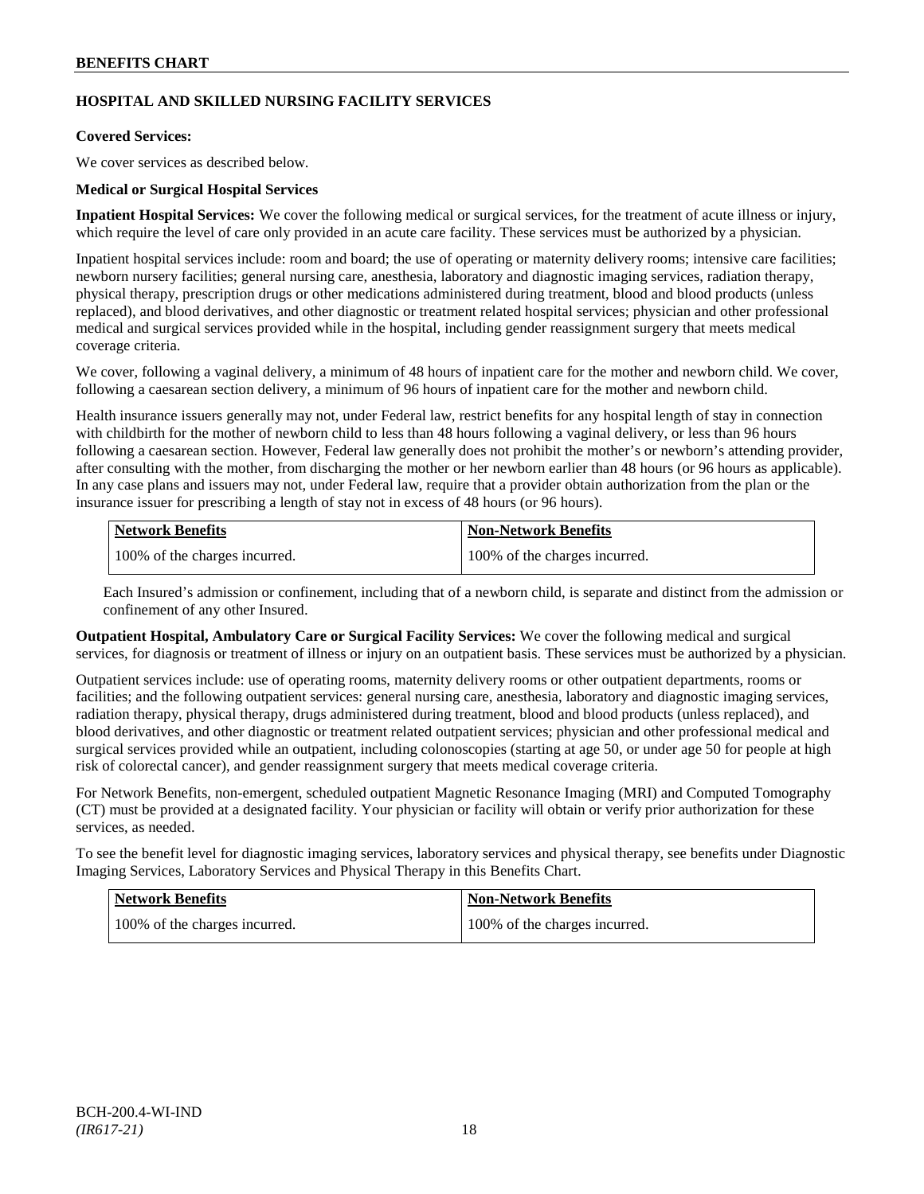## HOSPITAL AND SKILLED NURSING FACILITY SERVICES

**Covered Services:**

We cover services as described below.

**Medical or Surgical Hospital Services**

**Inpatient Hospital Services:** We cover the following medical or surgical services, for the treatment of acute illness or injury, which require the level of care only provided in an acute care facility. These services must be authorized by a physician.

Inpatient hospital services include: room and board; the use of operating or maternity delivery rooms; intensive care facilities; newborn nursery facilities; general nursing care, anesthesia, laboratory and diagnostic imaging services, radiation therapy, physical therapy, prescription drugs or other medications administered during treatment, blood and blood products (unless replaced), and blood derivatives, and other diagnostic or treatment related hospital services; physician and other professional medical and surgical services provided while in the hospital, including gender reassignment surgery that meets medical coverage criteria.

We cover, following a vaginal delivery, a minimum of 48 hours of inpatient care for the mother and newborn child. We cover, following a caesarean section delivery, a minimum of 96 hours of inpatient care for the mother and newborn child.

Health insurance issuers generally may not, under Federal law, restrict benefits for any hospital length of stay in connection with childbirth for the mother of newborn child to less than 48 hours following a vaginal delivery, or less than 96 hours following a caesarean section. However, Federal law generally does not prohibit the mother's or newborn's attending provider, after consulting with the mother, from discharging the mother or her newborn earlier than 48 hours (or 96 hours as applicable). In any case plans and issuers may not, under Federal law, require that a provider obtain authorization from the plan or the insurance issuer for prescribing a length of stay not in excess of 48 hours (or 96 hours).

| Network Benefits | Non-Network Benefits |
|---|---|
| 100% of the charges incurred. | 100% of the charges incurred. |

Each Insured's admission or confinement, including that of a newborn child, is separate and distinct from the admission or confinement of any other Insured.

**Outpatient Hospital, Ambulatory Care or Surgical Facility Services:** We cover the following medical and surgical services, for diagnosis or treatment of illness or injury on an outpatient basis. These services must be authorized by a physician.

Outpatient services include: use of operating rooms, maternity delivery rooms or other outpatient departments, rooms or facilities; and the following outpatient services: general nursing care, anesthesia, laboratory and diagnostic imaging services, radiation therapy, physical therapy, drugs administered during treatment, blood and blood products (unless replaced), and blood derivatives, and other diagnostic or treatment related outpatient services; physician and other professional medical and surgical services provided while an outpatient, including colonoscopies (starting at age 50, or under age 50 for people at high risk of colorectal cancer), and gender reassignment surgery that meets medical coverage criteria.

For Network Benefits, non-emergent, scheduled outpatient Magnetic Resonance Imaging (MRI) and Computed Tomography (CT) must be provided at a designated facility. Your physician or facility will obtain or verify prior authorization for these services, as needed.

To see the benefit level for diagnostic imaging services, laboratory services and physical therapy, see benefits under Diagnostic Imaging Services, Laboratory Services and Physical Therapy in this Benefits Chart.

| Network Benefits | Non-Network Benefits |
|---|---|
| 100% of the charges incurred. | 100% of the charges incurred. |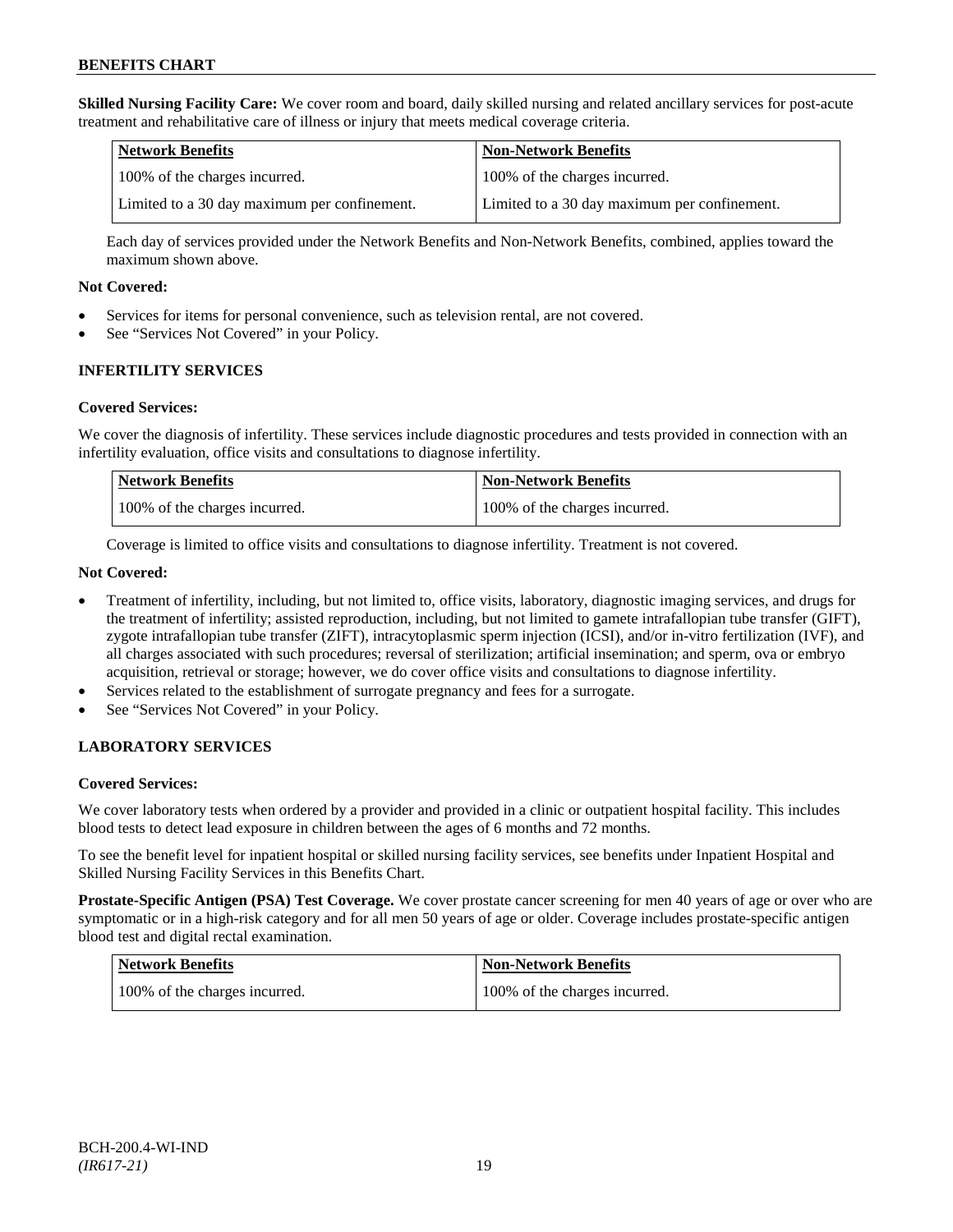**Skilled Nursing Facility Care:** We cover room and board, daily skilled nursing and related ancillary services for post-acute treatment and rehabilitative care of illness or injury that meets medical coverage criteria.

| Network Benefits | Non-Network Benefits |
|---|---|
| 100% of the charges incurred. | 100% of the charges incurred. |
| Limited to a 30 day maximum per confinement. | Limited to a 30 day maximum per confinement. |

Each day of services provided under the Network Benefits and Non-Network Benefits, combined, applies toward the maximum shown above.

**Not Covered:**

- Services for items for personal convenience, such as television rental, are not covered.
- See "Services Not Covered" in your Policy.

## INFERTILITY SERVICES

**Covered Services:**

We cover the diagnosis of infertility. These services include diagnostic procedures and tests provided in connection with an infertility evaluation, office visits and consultations to diagnose infertility.

| Network Benefits | Non-Network Benefits |
|---|---|
| 100% of the charges incurred. | 100% of the charges incurred. |

Coverage is limited to office visits and consultations to diagnose infertility. Treatment is not covered.

**Not Covered:**

- Treatment of infertility, including, but not limited to, office visits, laboratory, diagnostic imaging services, and drugs for the treatment of infertility; assisted reproduction, including, but not limited to gamete intrafallopian tube transfer (GIFT), zygote intrafallopian tube transfer (ZIFT), intracytoplasmic sperm injection (ICSI), and/or in-vitro fertilization (IVF), and all charges associated with such procedures; reversal of sterilization; artificial insemination; and sperm, ova or embryo acquisition, retrieval or storage; however, we do cover office visits and consultations to diagnose infertility.
- Services related to the establishment of surrogate pregnancy and fees for a surrogate.
- See "Services Not Covered" in your Policy.

## LABORATORY SERVICES

**Covered Services:**

We cover laboratory tests when ordered by a provider and provided in a clinic or outpatient hospital facility. This includes blood tests to detect lead exposure in children between the ages of 6 months and 72 months.

To see the benefit level for inpatient hospital or skilled nursing facility services, see benefits under Inpatient Hospital and Skilled Nursing Facility Services in this Benefits Chart.

**Prostate-Specific Antigen (PSA) Test Coverage.** We cover prostate cancer screening for men 40 years of age or over who are symptomatic or in a high-risk category and for all men 50 years of age or older. Coverage includes prostate-specific antigen blood test and digital rectal examination.

| Network Benefits | Non-Network Benefits |
|---|---|
| 100% of the charges incurred. | 100% of the charges incurred. |

BCH-200.4-WI-IND
*(IR617-21)*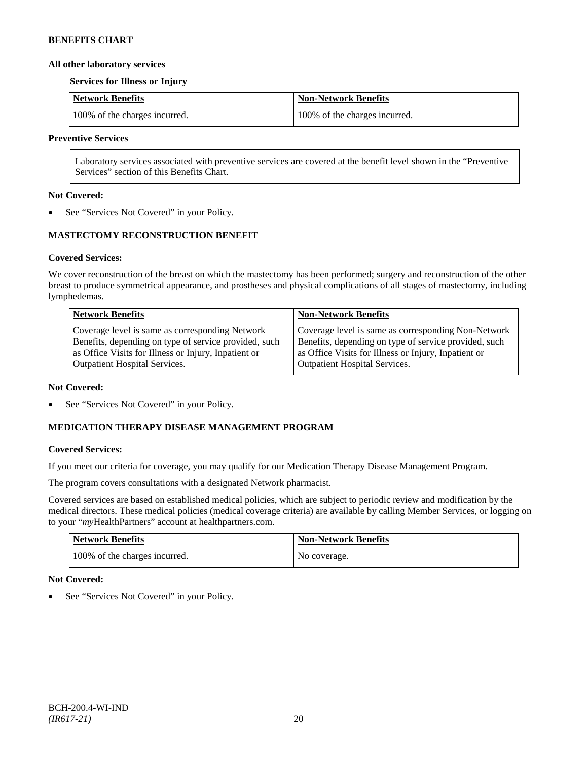#### All other laboratory services

**Services for Illness or Injury**

| Network Benefits | Non-Network Benefits |
| --- | --- |
| 100% of the charges incurred. | 100% of the charges incurred. |

**Preventive Services**

| Laboratory services associated with preventive services are covered at the benefit level shown in the "Preventive Services" section of this Benefits Chart. |
| --- |

**Not Covered:**

- See "Services Not Covered" in your Policy.

## MASTECTOMY RECONSTRUCTION BENEFIT

**Covered Services:**

We cover reconstruction of the breast on which the mastectomy has been performed; surgery and reconstruction of the other breast to produce symmetrical appearance, and prostheses and physical complications of all stages of mastectomy, including lymphedemas.

| Network Benefits | Non-Network Benefits |
| --- | --- |
| Coverage level is same as corresponding Network Benefits, depending on type of service provided, such as Office Visits for Illness or Injury, Inpatient or Outpatient Hospital Services. | Coverage level is same as corresponding Non-Network Benefits, depending on type of service provided, such as Office Visits for Illness or Injury, Inpatient or Outpatient Hospital Services. |

**Not Covered:**

- See "Services Not Covered" in your Policy.

## MEDICATION THERAPY DISEASE MANAGEMENT PROGRAM

**Covered Services:**

If you meet our criteria for coverage, you may qualify for our Medication Therapy Disease Management Program.

The program covers consultations with a designated Network pharmacist.

Covered services are based on established medical policies, which are subject to periodic review and modification by the medical directors. These medical policies (medical coverage criteria) are available by calling Member Services, or logging on to your "*my*HealthPartners" account at healthpartners.com.

| Network Benefits | Non-Network Benefits |
| --- | --- |
| 100% of the charges incurred. | No coverage. |

**Not Covered:**

- See "Services Not Covered" in your Policy.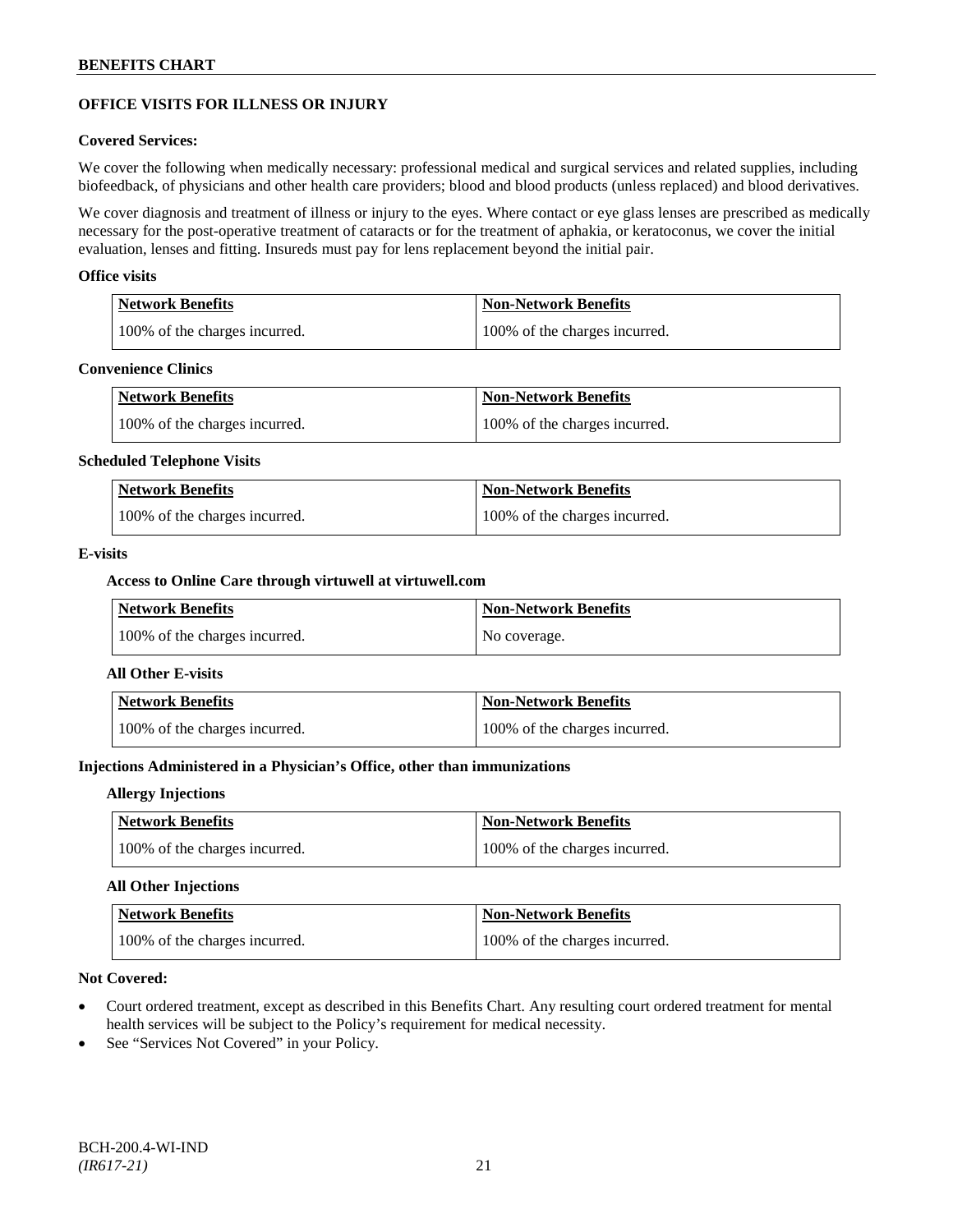## OFFICE VISITS FOR ILLNESS OR INJURY

**Covered Services:**

We cover the following when medically necessary: professional medical and surgical services and related supplies, including biofeedback, of physicians and other health care providers; blood and blood products (unless replaced) and blood derivatives.

We cover diagnosis and treatment of illness or injury to the eyes. Where contact or eye glass lenses are prescribed as medically necessary for the post-operative treatment of cataracts or for the treatment of aphakia, or keratoconus, we cover the initial evaluation, lenses and fitting. Insureds must pay for lens replacement beyond the initial pair.

**Office visits**

| Network Benefits | Non-Network Benefits |
|---|---|
| 100% of the charges incurred. | 100% of the charges incurred. |

**Convenience Clinics**

| Network Benefits | Non-Network Benefits |
|---|---|
| 100% of the charges incurred. | 100% of the charges incurred. |

**Scheduled Telephone Visits**

| Network Benefits | Non-Network Benefits |
|---|---|
| 100% of the charges incurred. | 100% of the charges incurred. |

**E-visits**

**Access to Online Care through virtuwell at virtuwell.com**

| Network Benefits | Non-Network Benefits |
|---|---|
| 100% of the charges incurred. | No coverage. |

**All Other E-visits**

| Network Benefits | Non-Network Benefits |
|---|---|
| 100% of the charges incurred. | 100% of the charges incurred. |

**Injections Administered in a Physician's Office, other than immunizations**

**Allergy Injections**

| Network Benefits | Non-Network Benefits |
|---|---|
| 100% of the charges incurred. | 100% of the charges incurred. |

**All Other Injections**

| Network Benefits | Non-Network Benefits |
|---|---|
| 100% of the charges incurred. | 100% of the charges incurred. |

**Not Covered:**

- Court ordered treatment, except as described in this Benefits Chart. Any resulting court ordered treatment for mental health services will be subject to the Policy's requirement for medical necessity.
- See "Services Not Covered" in your Policy.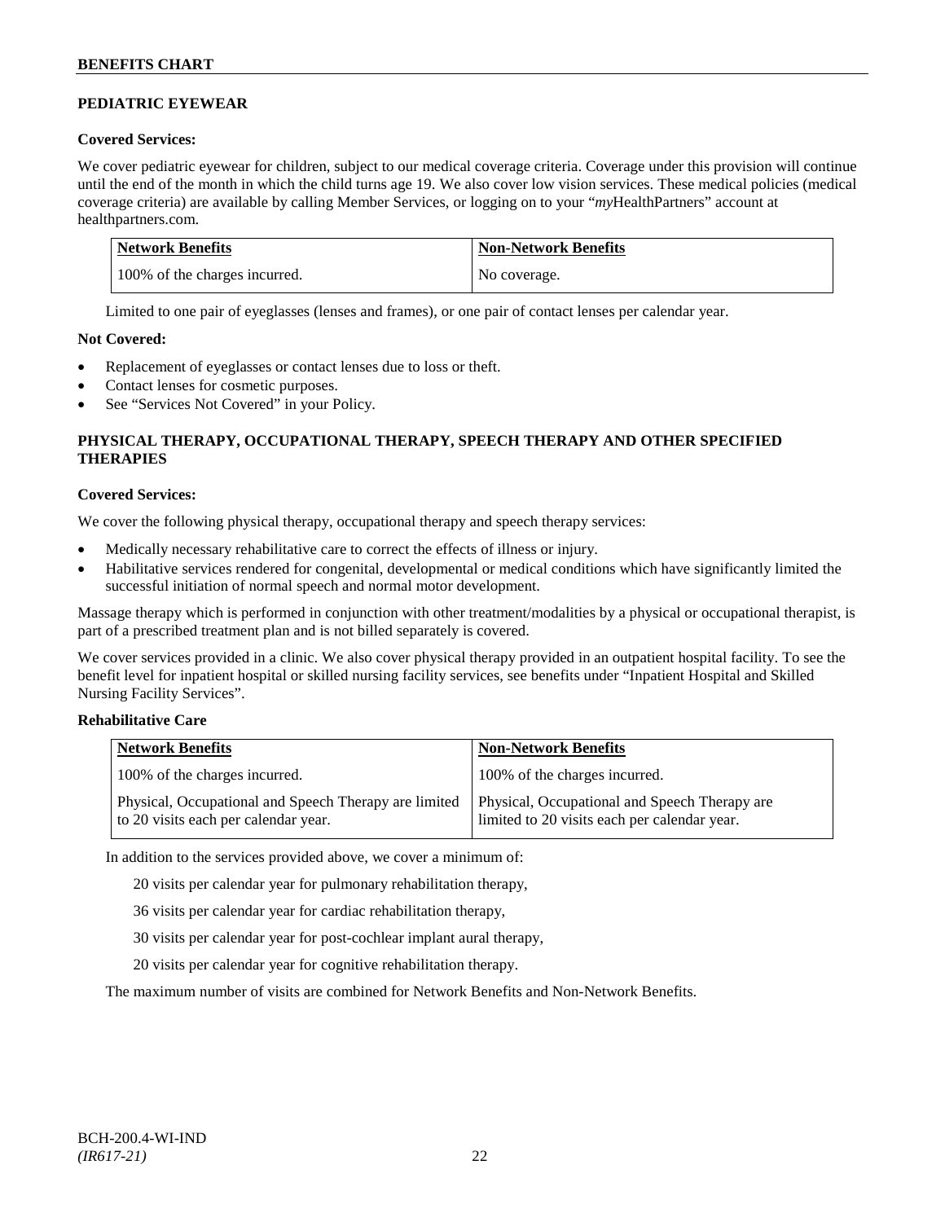## PEDIATRIC EYEWEAR

**Covered Services:**

We cover pediatric eyewear for children, subject to our medical coverage criteria. Coverage under this provision will continue until the end of the month in which the child turns age 19. We also cover low vision services. These medical policies (medical coverage criteria) are available by calling Member Services, or logging on to your "*my*HealthPartners" account at healthpartners.com.

| Network Benefits | Non-Network Benefits |
|---|---|
| 100% of the charges incurred. | No coverage. |

Limited to one pair of eyeglasses (lenses and frames), or one pair of contact lenses per calendar year.

**Not Covered:**

- Replacement of eyeglasses or contact lenses due to loss or theft.
- Contact lenses for cosmetic purposes.
- See "Services Not Covered" in your Policy.

## PHYSICAL THERAPY, OCCUPATIONAL THERAPY, SPEECH THERAPY AND OTHER SPECIFIED THERAPIES

**Covered Services:**

We cover the following physical therapy, occupational therapy and speech therapy services:

- Medically necessary rehabilitative care to correct the effects of illness or injury.
- Habilitative services rendered for congenital, developmental or medical conditions which have significantly limited the successful initiation of normal speech and normal motor development.

Massage therapy which is performed in conjunction with other treatment/modalities by a physical or occupational therapist, is part of a prescribed treatment plan and is not billed separately is covered.

We cover services provided in a clinic. We also cover physical therapy provided in an outpatient hospital facility. To see the benefit level for inpatient hospital or skilled nursing facility services, see benefits under "Inpatient Hospital and Skilled Nursing Facility Services".

**Rehabilitative Care**

| Network Benefits | Non-Network Benefits |
|---|---|
| 100% of the charges incurred. | 100% of the charges incurred. |
| Physical, Occupational and Speech Therapy are limited to 20 visits each per calendar year. | Physical, Occupational and Speech Therapy are limited to 20 visits each per calendar year. |

In addition to the services provided above, we cover a minimum of:

20 visits per calendar year for pulmonary rehabilitation therapy,

36 visits per calendar year for cardiac rehabilitation therapy,

30 visits per calendar year for post-cochlear implant aural therapy,

20 visits per calendar year for cognitive rehabilitation therapy.

The maximum number of visits are combined for Network Benefits and Non-Network Benefits.

BCH-200.4-WI-IND
*(IR617-21)*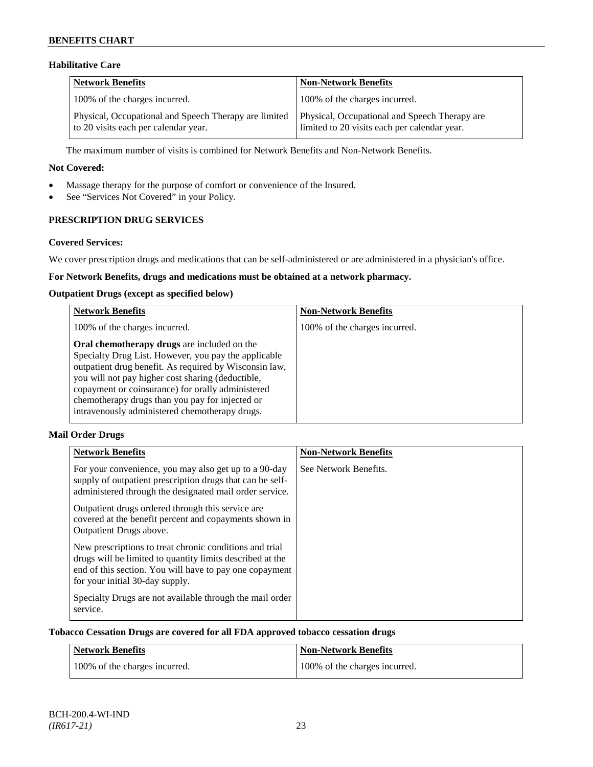### Habilitative Care

| Network Benefits | Non-Network Benefits |
|---|---|
| 100% of the charges incurred. | 100% of the charges incurred. |
| Physical, Occupational and Speech Therapy are limited to 20 visits each per calendar year. | Physical, Occupational and Speech Therapy are limited to 20 visits each per calendar year. |

The maximum number of visits is combined for Network Benefits and Non-Network Benefits.

**Not Covered:**

- Massage therapy for the purpose of comfort or convenience of the Insured.
- See "Services Not Covered" in your Policy.

## PRESCRIPTION DRUG SERVICES

**Covered Services:**

We cover prescription drugs and medications that can be self-administered or are administered in a physician's office.

**For Network Benefits, drugs and medications must be obtained at a network pharmacy.**

**Outpatient Drugs (except as specified below)**

| Network Benefits | Non-Network Benefits |
|---|---|
| 100% of the charges incurred. | 100% of the charges incurred. |
| **Oral chemotherapy drugs** are included on the Specialty Drug List. However, you pay the applicable outpatient drug benefit. As required by Wisconsin law, you will not pay higher cost sharing (deductible, copayment or coinsurance) for orally administered chemotherapy drugs than you pay for injected or intravenously administered chemotherapy drugs. | |

**Mail Order Drugs**

| Network Benefits | Non-Network Benefits |
|---|---|
| For your convenience, you may also get up to a 90-day supply of outpatient prescription drugs that can be self-administered through the designated mail order service. | See Network Benefits. |
| Outpatient drugs ordered through this service are covered at the benefit percent and copayments shown in Outpatient Drugs above. | |
| New prescriptions to treat chronic conditions and trial drugs will be limited to quantity limits described at the end of this section. You will have to pay one copayment for your initial 30-day supply. | |
| Specialty Drugs are not available through the mail order service. | |

**Tobacco Cessation Drugs are covered for all FDA approved tobacco cessation drugs**

| Network Benefits | Non-Network Benefits |
|---|---|
| 100% of the charges incurred. | 100% of the charges incurred. |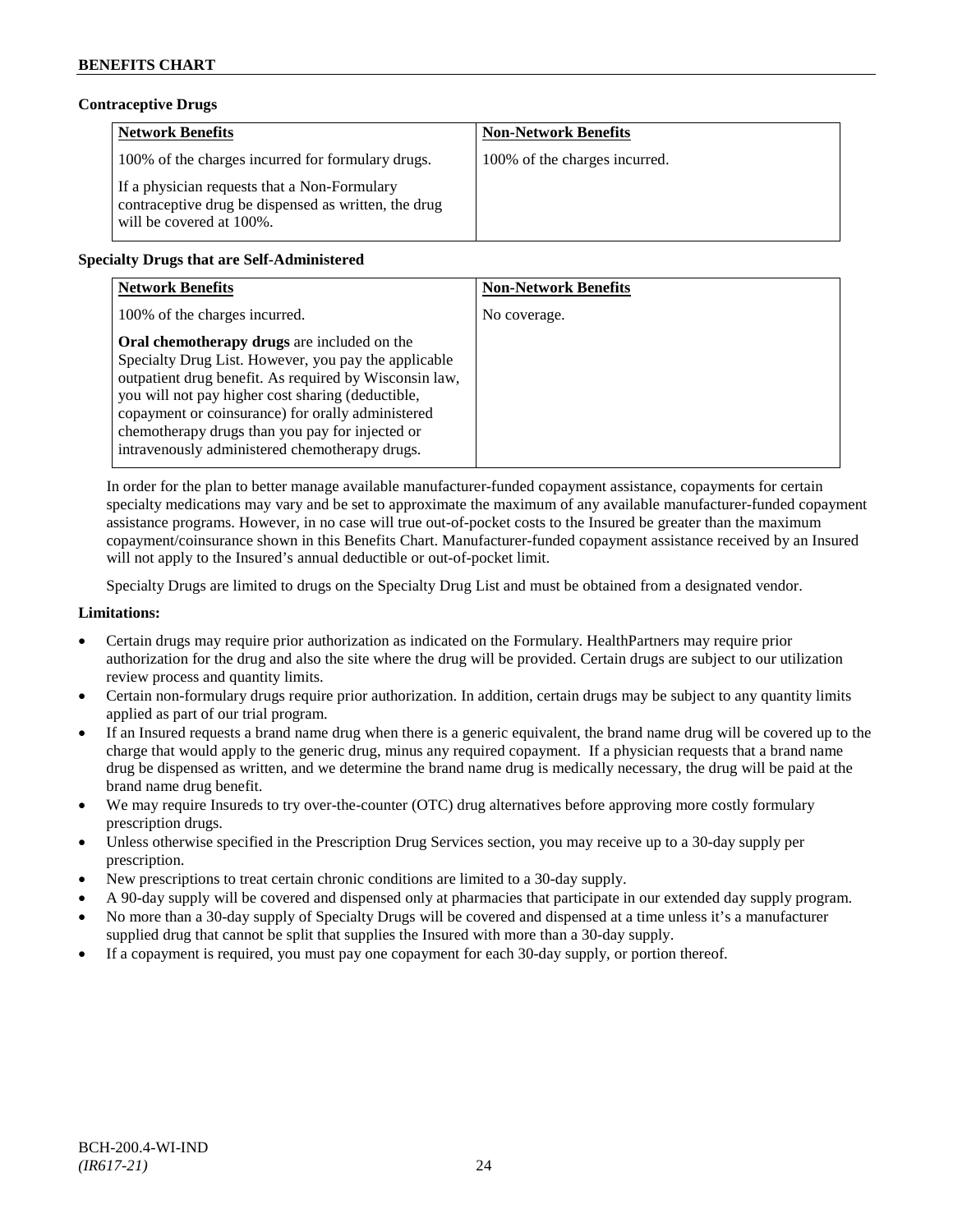**Contraceptive Drugs**

| Network Benefits | Non-Network Benefits |
| --- | --- |
| 100% of the charges incurred for formulary drugs.<br><br>If a physician requests that a Non-Formulary contraceptive drug be dispensed as written, the drug will be covered at 100%. | 100% of the charges incurred. |

**Specialty Drugs that are Self-Administered**

| Network Benefits | Non-Network Benefits |
| --- | --- |
| 100% of the charges incurred.<br><br>**Oral chemotherapy drugs** are included on the Specialty Drug List. However, you pay the applicable outpatient drug benefit. As required by Wisconsin law, you will not pay higher cost sharing (deductible, copayment or coinsurance) for orally administered chemotherapy drugs than you pay for injected or intravenously administered chemotherapy drugs. | No coverage. |

In order for the plan to better manage available manufacturer-funded copayment assistance, copayments for certain specialty medications may vary and be set to approximate the maximum of any available manufacturer-funded copayment assistance programs. However, in no case will true out-of-pocket costs to the Insured be greater than the maximum copayment/coinsurance shown in this Benefits Chart. Manufacturer-funded copayment assistance received by an Insured will not apply to the Insured's annual deductible or out-of-pocket limit.

Specialty Drugs are limited to drugs on the Specialty Drug List and must be obtained from a designated vendor.

**Limitations:**

- Certain drugs may require prior authorization as indicated on the Formulary. HealthPartners may require prior authorization for the drug and also the site where the drug will be provided. Certain drugs are subject to our utilization review process and quantity limits.
- Certain non-formulary drugs require prior authorization. In addition, certain drugs may be subject to any quantity limits applied as part of our trial program.
- If an Insured requests a brand name drug when there is a generic equivalent, the brand name drug will be covered up to the charge that would apply to the generic drug, minus any required copayment. If a physician requests that a brand name drug be dispensed as written, and we determine the brand name drug is medically necessary, the drug will be paid at the brand name drug benefit.
- We may require Insureds to try over-the-counter (OTC) drug alternatives before approving more costly formulary prescription drugs.
- Unless otherwise specified in the Prescription Drug Services section, you may receive up to a 30-day supply per prescription.
- New prescriptions to treat certain chronic conditions are limited to a 30-day supply.
- A 90-day supply will be covered and dispensed only at pharmacies that participate in our extended day supply program.
- No more than a 30-day supply of Specialty Drugs will be covered and dispensed at a time unless it's a manufacturer supplied drug that cannot be split that supplies the Insured with more than a 30-day supply.
- If a copayment is required, you must pay one copayment for each 30-day supply, or portion thereof.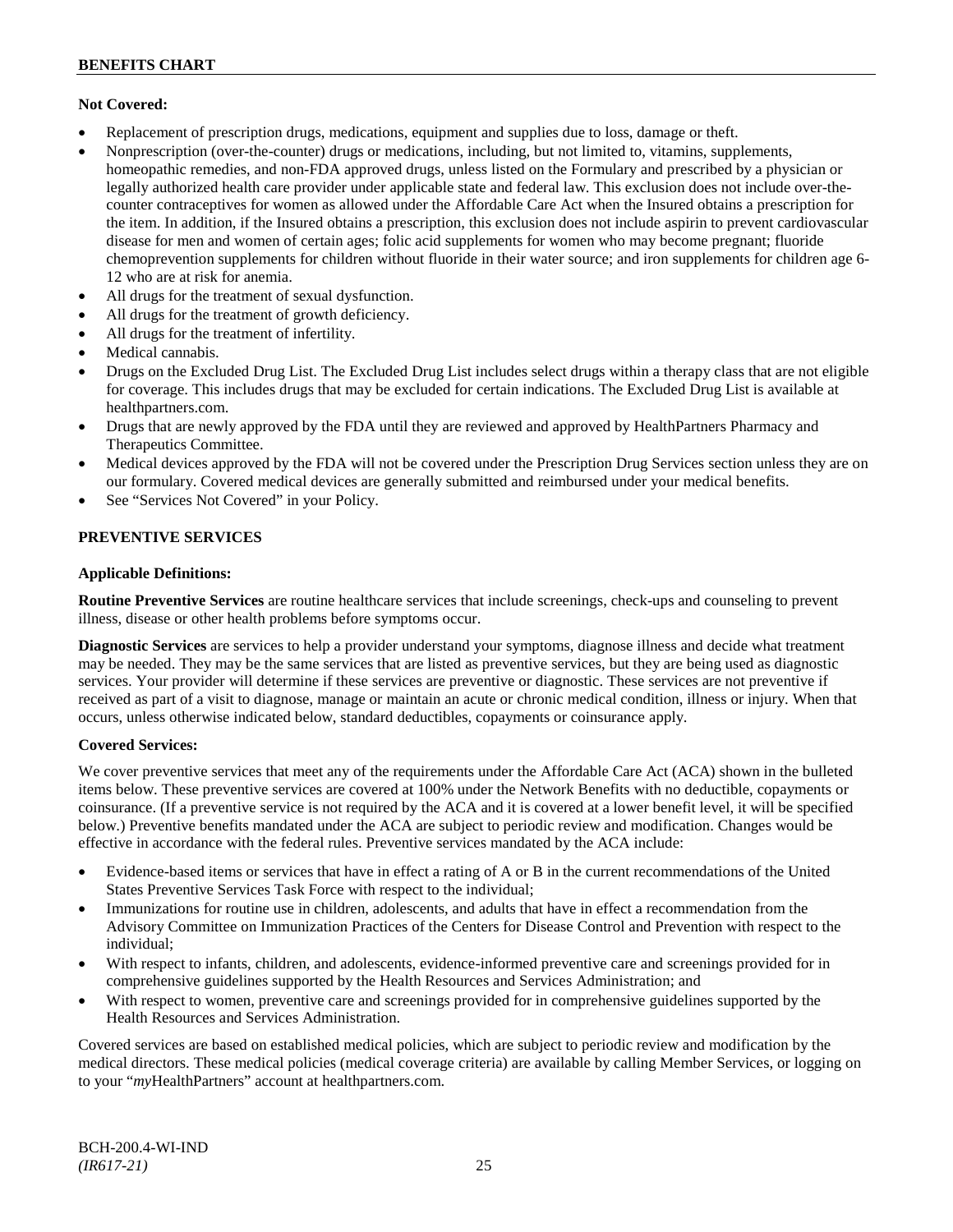**Not Covered:**

- Replacement of prescription drugs, medications, equipment and supplies due to loss, damage or theft.
- Nonprescription (over-the-counter) drugs or medications, including, but not limited to, vitamins, supplements, homeopathic remedies, and non-FDA approved drugs, unless listed on the Formulary and prescribed by a physician or legally authorized health care provider under applicable state and federal law. This exclusion does not include over-the-counter contraceptives for women as allowed under the Affordable Care Act when the Insured obtains a prescription for the item. In addition, if the Insured obtains a prescription, this exclusion does not include aspirin to prevent cardiovascular disease for men and women of certain ages; folic acid supplements for women who may become pregnant; fluoride chemoprevention supplements for children without fluoride in their water source; and iron supplements for children age 6-12 who are at risk for anemia.
- All drugs for the treatment of sexual dysfunction.
- All drugs for the treatment of growth deficiency.
- All drugs for the treatment of infertility.
- Medical cannabis.
- Drugs on the Excluded Drug List. The Excluded Drug List includes select drugs within a therapy class that are not eligible for coverage. This includes drugs that may be excluded for certain indications. The Excluded Drug List is available at healthpartners.com.
- Drugs that are newly approved by the FDA until they are reviewed and approved by HealthPartners Pharmacy and Therapeutics Committee.
- Medical devices approved by the FDA will not be covered under the Prescription Drug Services section unless they are on our formulary. Covered medical devices are generally submitted and reimbursed under your medical benefits.
- See "Services Not Covered" in your Policy.

## PREVENTIVE SERVICES

**Applicable Definitions:**

**Routine Preventive Services** are routine healthcare services that include screenings, check-ups and counseling to prevent illness, disease or other health problems before symptoms occur.

**Diagnostic Services** are services to help a provider understand your symptoms, diagnose illness and decide what treatment may be needed. They may be the same services that are listed as preventive services, but they are being used as diagnostic services. Your provider will determine if these services are preventive or diagnostic. These services are not preventive if received as part of a visit to diagnose, manage or maintain an acute or chronic medical condition, illness or injury. When that occurs, unless otherwise indicated below, standard deductibles, copayments or coinsurance apply.

**Covered Services:**

We cover preventive services that meet any of the requirements under the Affordable Care Act (ACA) shown in the bulleted items below. These preventive services are covered at 100% under the Network Benefits with no deductible, copayments or coinsurance. (If a preventive service is not required by the ACA and it is covered at a lower benefit level, it will be specified below.) Preventive benefits mandated under the ACA are subject to periodic review and modification. Changes would be effective in accordance with the federal rules. Preventive services mandated by the ACA include:

- Evidence-based items or services that have in effect a rating of A or B in the current recommendations of the United States Preventive Services Task Force with respect to the individual;
- Immunizations for routine use in children, adolescents, and adults that have in effect a recommendation from the Advisory Committee on Immunization Practices of the Centers for Disease Control and Prevention with respect to the individual;
- With respect to infants, children, and adolescents, evidence-informed preventive care and screenings provided for in comprehensive guidelines supported by the Health Resources and Services Administration; and
- With respect to women, preventive care and screenings provided for in comprehensive guidelines supported by the Health Resources and Services Administration.

Covered services are based on established medical policies, which are subject to periodic review and modification by the medical directors. These medical policies (medical coverage criteria) are available by calling Member Services, or logging on to your "*my*HealthPartners" account at healthpartners.com.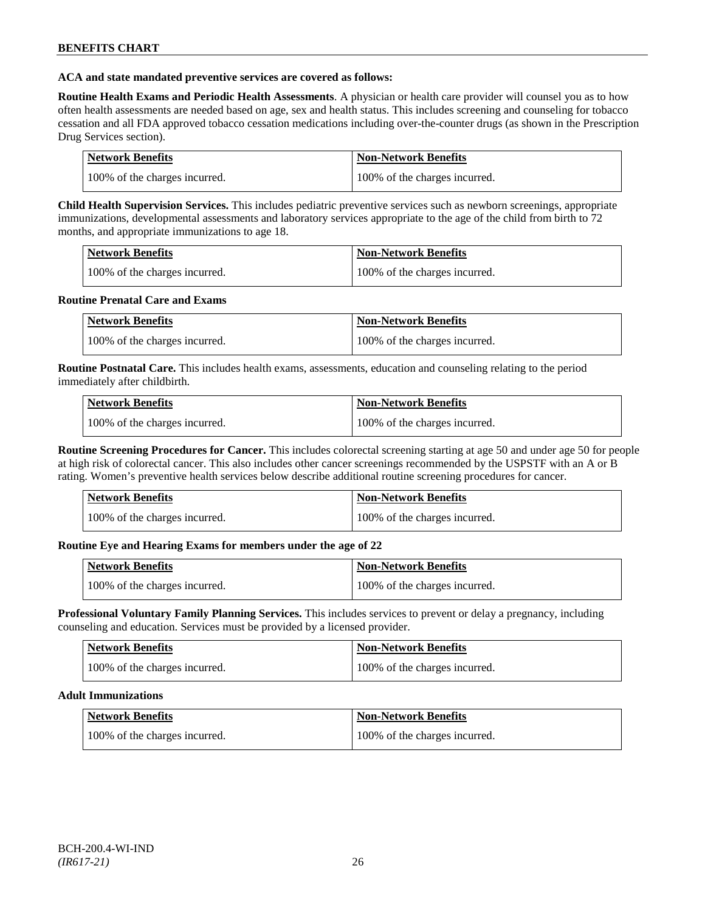**ACA and state mandated preventive services are covered as follows:**

**Routine Health Exams and Periodic Health Assessments**. A physician or health care provider will counsel you as to how often health assessments are needed based on age, sex and health status. This includes screening and counseling for tobacco cessation and all FDA approved tobacco cessation medications including over-the-counter drugs (as shown in the Prescription Drug Services section).

| Network Benefits | Non-Network Benefits |
|---|---|
| 100% of the charges incurred. | 100% of the charges incurred. |

**Child Health Supervision Services.** This includes pediatric preventive services such as newborn screenings, appropriate immunizations, developmental assessments and laboratory services appropriate to the age of the child from birth to 72 months, and appropriate immunizations to age 18.

| Network Benefits | Non-Network Benefits |
|---|---|
| 100% of the charges incurred. | 100% of the charges incurred. |

**Routine Prenatal Care and Exams**

| Network Benefits | Non-Network Benefits |
|---|---|
| 100% of the charges incurred. | 100% of the charges incurred. |

**Routine Postnatal Care.** This includes health exams, assessments, education and counseling relating to the period immediately after childbirth.

| Network Benefits | Non-Network Benefits |
|---|---|
| 100% of the charges incurred. | 100% of the charges incurred. |

**Routine Screening Procedures for Cancer.** This includes colorectal screening starting at age 50 and under age 50 for people at high risk of colorectal cancer. This also includes other cancer screenings recommended by the USPSTF with an A or B rating. Women's preventive health services below describe additional routine screening procedures for cancer.

| Network Benefits | Non-Network Benefits |
|---|---|
| 100% of the charges incurred. | 100% of the charges incurred. |

**Routine Eye and Hearing Exams for members under the age of 22**

| Network Benefits | Non-Network Benefits |
|---|---|
| 100% of the charges incurred. | 100% of the charges incurred. |

**Professional Voluntary Family Planning Services.** This includes services to prevent or delay a pregnancy, including counseling and education. Services must be provided by a licensed provider.

| Network Benefits | Non-Network Benefits |
|---|---|
| 100% of the charges incurred. | 100% of the charges incurred. |

**Adult Immunizations**

| Network Benefits | Non-Network Benefits |
|---|---|
| 100% of the charges incurred. | 100% of the charges incurred. |

BCH-200.4-WI-IND
*(IR617-21)*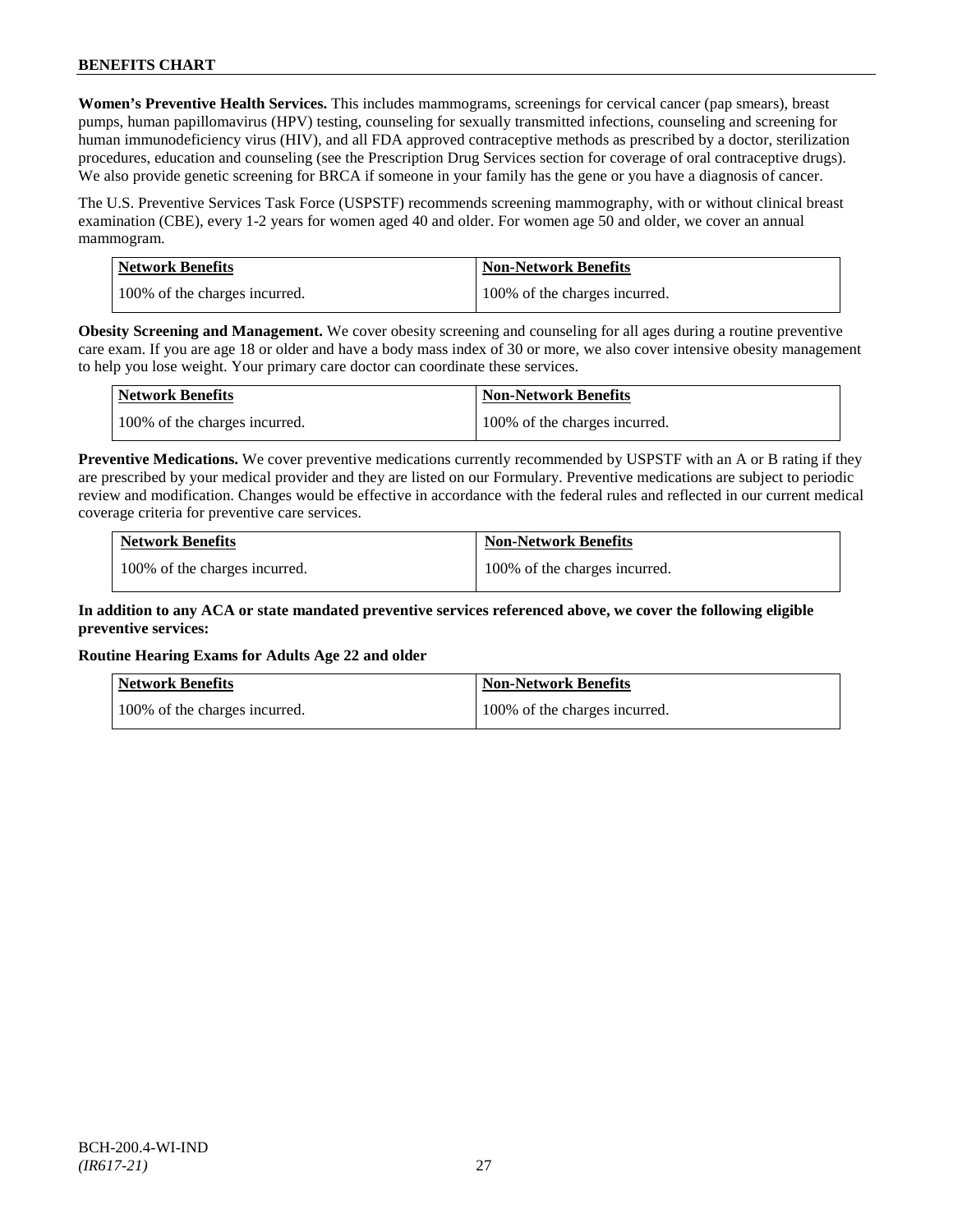**Women's Preventive Health Services.** This includes mammograms, screenings for cervical cancer (pap smears), breast pumps, human papillomavirus (HPV) testing, counseling for sexually transmitted infections, counseling and screening for human immunodeficiency virus (HIV), and all FDA approved contraceptive methods as prescribed by a doctor, sterilization procedures, education and counseling (see the Prescription Drug Services section for coverage of oral contraceptive drugs). We also provide genetic screening for BRCA if someone in your family has the gene or you have a diagnosis of cancer.

The U.S. Preventive Services Task Force (USPSTF) recommends screening mammography, with or without clinical breast examination (CBE), every 1-2 years for women aged 40 and older. For women age 50 and older, we cover an annual mammogram.

| Network Benefits | Non-Network Benefits |
|---|---|
| 100% of the charges incurred. | 100% of the charges incurred. |

**Obesity Screening and Management.** We cover obesity screening and counseling for all ages during a routine preventive care exam. If you are age 18 or older and have a body mass index of 30 or more, we also cover intensive obesity management to help you lose weight. Your primary care doctor can coordinate these services.

| Network Benefits | Non-Network Benefits |
|---|---|
| 100% of the charges incurred. | 100% of the charges incurred. |

**Preventive Medications.** We cover preventive medications currently recommended by USPSTF with an A or B rating if they are prescribed by your medical provider and they are listed on our Formulary. Preventive medications are subject to periodic review and modification. Changes would be effective in accordance with the federal rules and reflected in our current medical coverage criteria for preventive care services.

| Network Benefits | Non-Network Benefits |
|---|---|
| 100% of the charges incurred. | 100% of the charges incurred. |

**In addition to any ACA or state mandated preventive services referenced above, we cover the following eligible preventive services:**

**Routine Hearing Exams for Adults Age 22 and older**

| Network Benefits | Non-Network Benefits |
|---|---|
| 100% of the charges incurred. | 100% of the charges incurred. |

BCH-200.4-WI-IND
*(IR617-21)*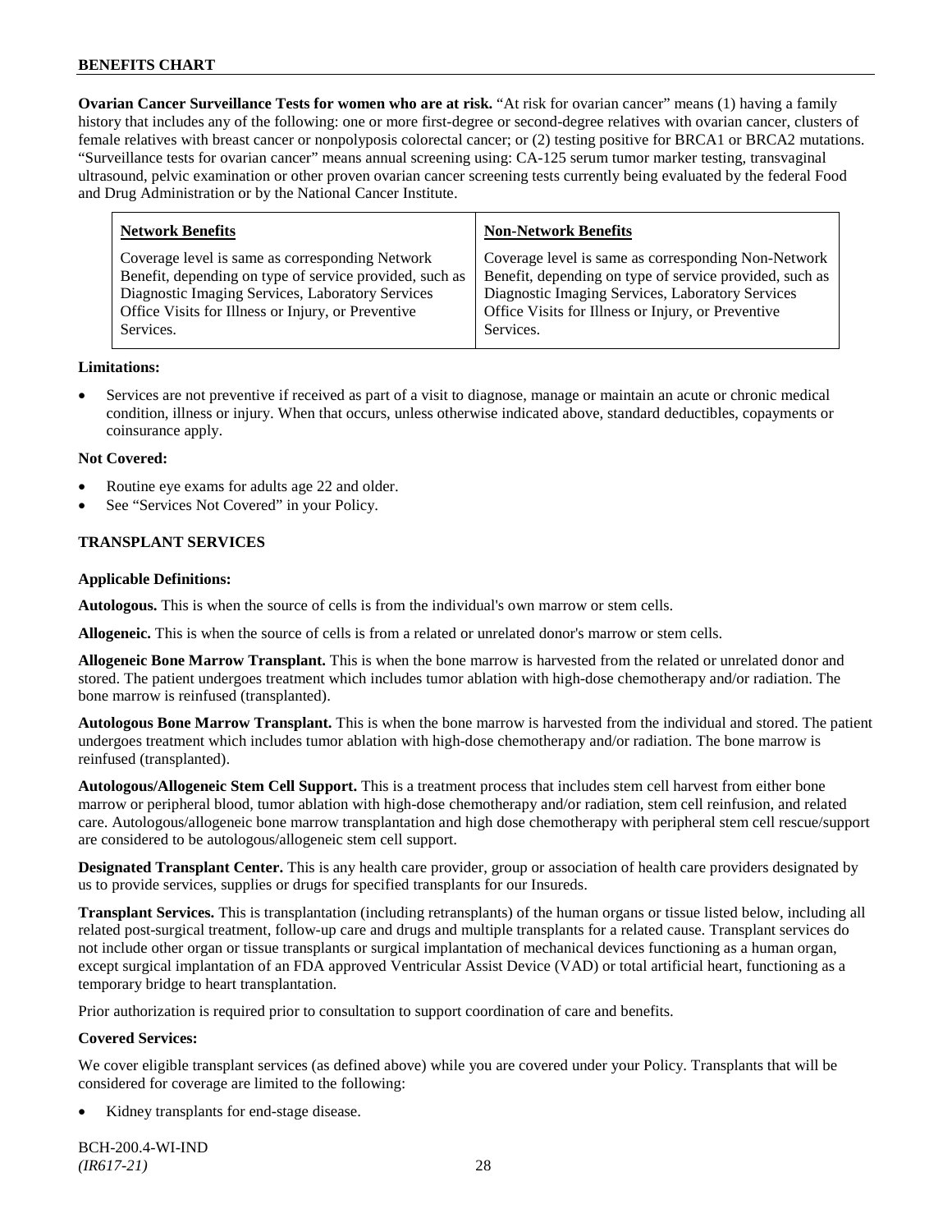**Ovarian Cancer Surveillance Tests for women who are at risk.** "At risk for ovarian cancer" means (1) having a family history that includes any of the following: one or more first-degree or second-degree relatives with ovarian cancer, clusters of female relatives with breast cancer or nonpolyposis colorectal cancer; or (2) testing positive for BRCA1 or BRCA2 mutations. "Surveillance tests for ovarian cancer" means annual screening using: CA-125 serum tumor marker testing, transvaginal ultrasound, pelvic examination or other proven ovarian cancer screening tests currently being evaluated by the federal Food and Drug Administration or by the National Cancer Institute.

| Network Benefits | Non-Network Benefits |
|---|---|
| Coverage level is same as corresponding Network Benefit, depending on type of service provided, such as Diagnostic Imaging Services, Laboratory Services Office Visits for Illness or Injury, or Preventive Services. | Coverage level is same as corresponding Non-Network Benefit, depending on type of service provided, such as Diagnostic Imaging Services, Laboratory Services Office Visits for Illness or Injury, or Preventive Services. |

**Limitations:**

- Services are not preventive if received as part of a visit to diagnose, manage or maintain an acute or chronic medical condition, illness or injury. When that occurs, unless otherwise indicated above, standard deductibles, copayments or coinsurance apply.

**Not Covered:**

- Routine eye exams for adults age 22 and older.
- See "Services Not Covered" in your Policy.

## TRANSPLANT SERVICES

**Applicable Definitions:**

**Autologous.** This is when the source of cells is from the individual's own marrow or stem cells.

**Allogeneic.** This is when the source of cells is from a related or unrelated donor's marrow or stem cells.

**Allogeneic Bone Marrow Transplant.** This is when the bone marrow is harvested from the related or unrelated donor and stored. The patient undergoes treatment which includes tumor ablation with high-dose chemotherapy and/or radiation. The bone marrow is reinfused (transplanted).

**Autologous Bone Marrow Transplant.** This is when the bone marrow is harvested from the individual and stored. The patient undergoes treatment which includes tumor ablation with high-dose chemotherapy and/or radiation. The bone marrow is reinfused (transplanted).

**Autologous/Allogeneic Stem Cell Support.** This is a treatment process that includes stem cell harvest from either bone marrow or peripheral blood, tumor ablation with high-dose chemotherapy and/or radiation, stem cell reinfusion, and related care. Autologous/allogeneic bone marrow transplantation and high dose chemotherapy with peripheral stem cell rescue/support are considered to be autologous/allogeneic stem cell support.

**Designated Transplant Center.** This is any health care provider, group or association of health care providers designated by us to provide services, supplies or drugs for specified transplants for our Insureds.

**Transplant Services.** This is transplantation (including retransplants) of the human organs or tissue listed below, including all related post-surgical treatment, follow-up care and drugs and multiple transplants for a related cause. Transplant services do not include other organ or tissue transplants or surgical implantation of mechanical devices functioning as a human organ, except surgical implantation of an FDA approved Ventricular Assist Device (VAD) or total artificial heart, functioning as a temporary bridge to heart transplantation.

Prior authorization is required prior to consultation to support coordination of care and benefits.

**Covered Services:**

We cover eligible transplant services (as defined above) while you are covered under your Policy. Transplants that will be considered for coverage are limited to the following:

- Kidney transplants for end-stage disease.

BCH-200.4-WI-IND
*(IR617-21)*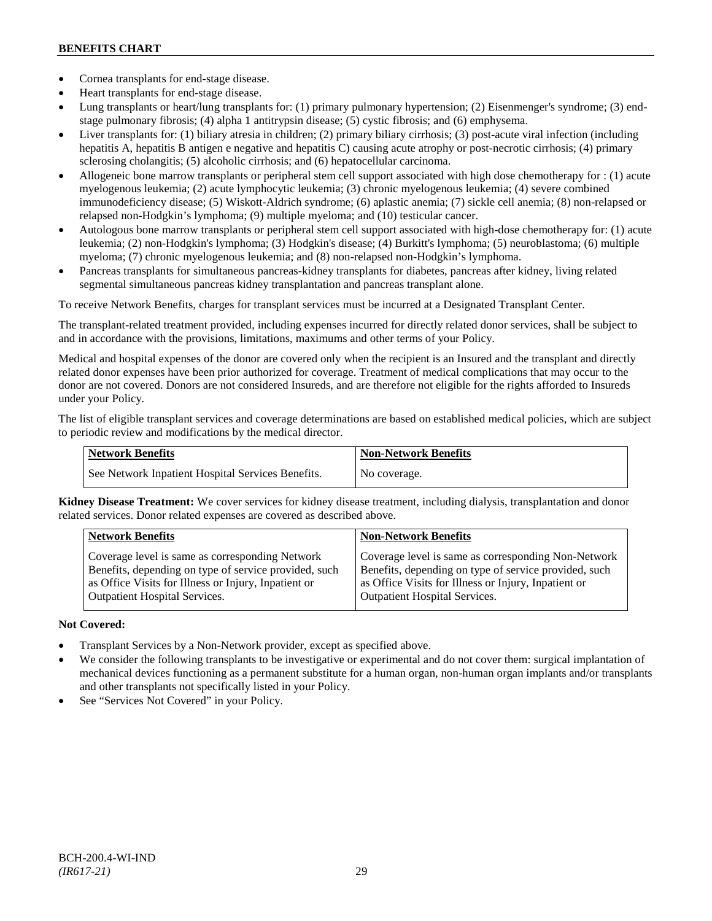- Cornea transplants for end-stage disease.
- Heart transplants for end-stage disease.
- Lung transplants or heart/lung transplants for: (1) primary pulmonary hypertension; (2) Eisenmenger's syndrome; (3) end-stage pulmonary fibrosis; (4) alpha 1 antitrypsin disease; (5) cystic fibrosis; and (6) emphysema.
- Liver transplants for: (1) biliary atresia in children; (2) primary biliary cirrhosis; (3) post-acute viral infection (including hepatitis A, hepatitis B antigen e negative and hepatitis C) causing acute atrophy or post-necrotic cirrhosis; (4) primary sclerosing cholangitis; (5) alcoholic cirrhosis; and (6) hepatocellular carcinoma.
- Allogeneic bone marrow transplants or peripheral stem cell support associated with high dose chemotherapy for : (1) acute myelogenous leukemia; (2) acute lymphocytic leukemia; (3) chronic myelogenous leukemia; (4) severe combined immunodeficiency disease; (5) Wiskott-Aldrich syndrome; (6) aplastic anemia; (7) sickle cell anemia; (8) non-relapsed or relapsed non-Hodgkin's lymphoma; (9) multiple myeloma; and (10) testicular cancer.
- Autologous bone marrow transplants or peripheral stem cell support associated with high-dose chemotherapy for: (1) acute leukemia; (2) non-Hodgkin's lymphoma; (3) Hodgkin's disease; (4) Burkitt's lymphoma; (5) neuroblastoma; (6) multiple myeloma; (7) chronic myelogenous leukemia; and (8) non-relapsed non-Hodgkin's lymphoma.
- Pancreas transplants for simultaneous pancreas-kidney transplants for diabetes, pancreas after kidney, living related segmental simultaneous pancreas kidney transplantation and pancreas transplant alone.

To receive Network Benefits, charges for transplant services must be incurred at a Designated Transplant Center.

The transplant-related treatment provided, including expenses incurred for directly related donor services, shall be subject to and in accordance with the provisions, limitations, maximums and other terms of your Policy.

Medical and hospital expenses of the donor are covered only when the recipient is an Insured and the transplant and directly related donor expenses have been prior authorized for coverage. Treatment of medical complications that may occur to the donor are not covered. Donors are not considered Insureds, and are therefore not eligible for the rights afforded to Insureds under your Policy.

The list of eligible transplant services and coverage determinations are based on established medical policies, which are subject to periodic review and modifications by the medical director.

| Network Benefits | Non-Network Benefits |
|---|---|
| See Network Inpatient Hospital Services Benefits. | No coverage. |

**Kidney Disease Treatment:** We cover services for kidney disease treatment, including dialysis, transplantation and donor related services. Donor related expenses are covered as described above.

| Network Benefits | Non-Network Benefits |
|---|---|
| Coverage level is same as corresponding Network Benefits, depending on type of service provided, such as Office Visits for Illness or Injury, Inpatient or Outpatient Hospital Services. | Coverage level is same as corresponding Non-Network Benefits, depending on type of service provided, such as Office Visits for Illness or Injury, Inpatient or Outpatient Hospital Services. |

**Not Covered:**

- Transplant Services by a Non-Network provider, except as specified above.
- We consider the following transplants to be investigative or experimental and do not cover them: surgical implantation of mechanical devices functioning as a permanent substitute for a human organ, non-human organ implants and/or transplants and other transplants not specifically listed in your Policy.
- See "Services Not Covered" in your Policy.

BCH-200.4-WI-IND
*(IR617-21)*